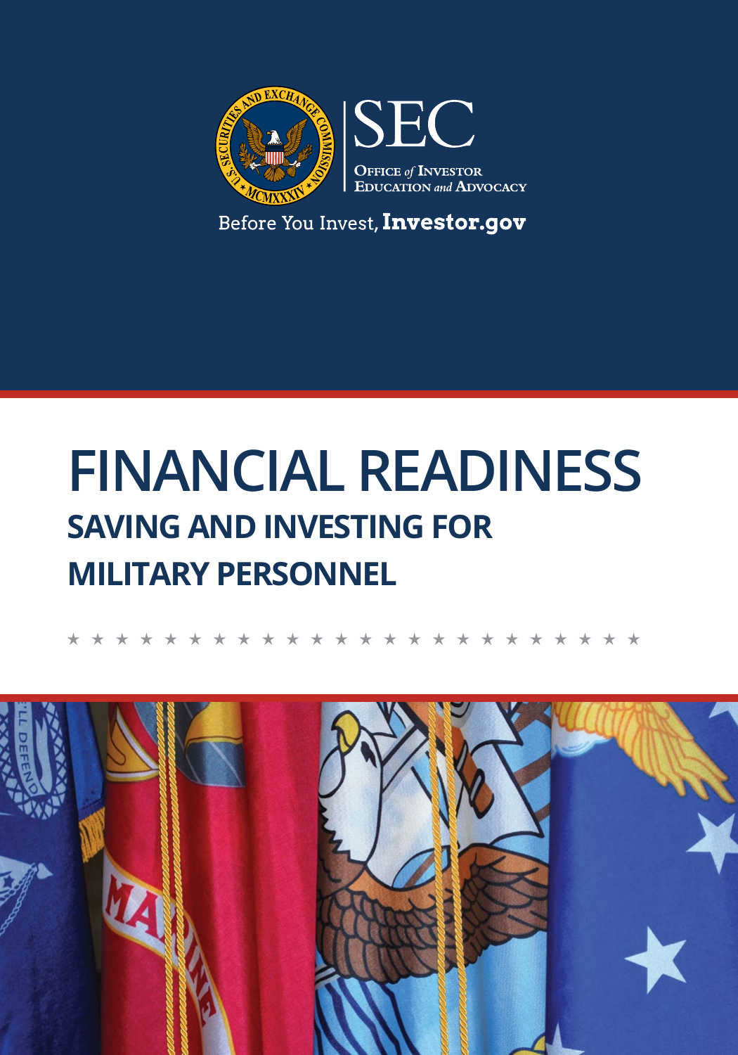SEC

Office of Investor Education and Advocacy

Before You Invest, **Investor.gov**

# FINANCIAL READINESS

## SAVING AND INVESTING FOR MILITARY PERSONNEL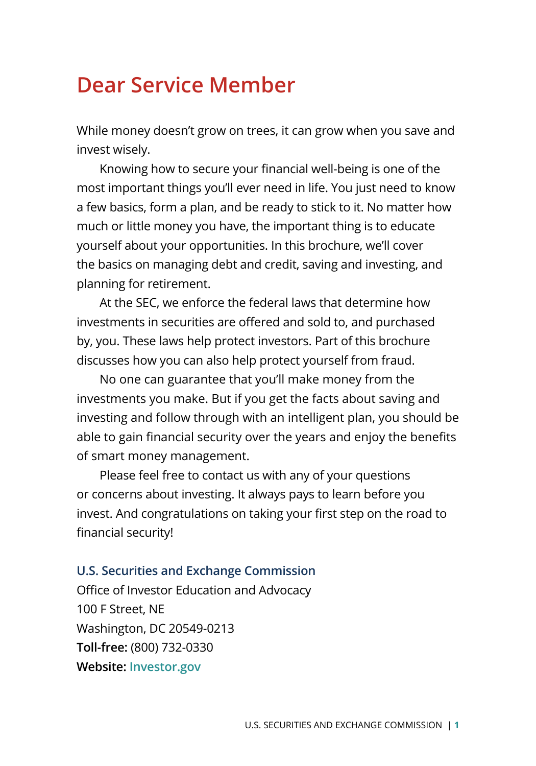# Dear Service Member

While money doesn't grow on trees, it can grow when you save and invest wisely.

Knowing how to secure your financial well-being is one of the most important things you'll ever need in life. You just need to know a few basics, form a plan, and be ready to stick to it. No matter how much or little money you have, the important thing is to educate yourself about your opportunities. In this brochure, we'll cover the basics on managing debt and credit, saving and investing, and planning for retirement.

At the SEC, we enforce the federal laws that determine how investments in securities are offered and sold to, and purchased by, you. These laws help protect investors. Part of this brochure discusses how you can also help protect yourself from fraud.

No one can guarantee that you'll make money from the investments you make. But if you get the facts about saving and investing and follow through with an intelligent plan, you should be able to gain financial security over the years and enjoy the benefits of smart money management.

Please feel free to contact us with any of your questions or concerns about investing. It always pays to learn before you invest. And congratulations on taking your first step on the road to financial security!

**U.S. Securities and Exchange Commission**
Office of Investor Education and Advocacy
100 F Street, NE
Washington, DC 20549-0213
**Toll-free:** (800) 732-0330
**Website:** Investor.gov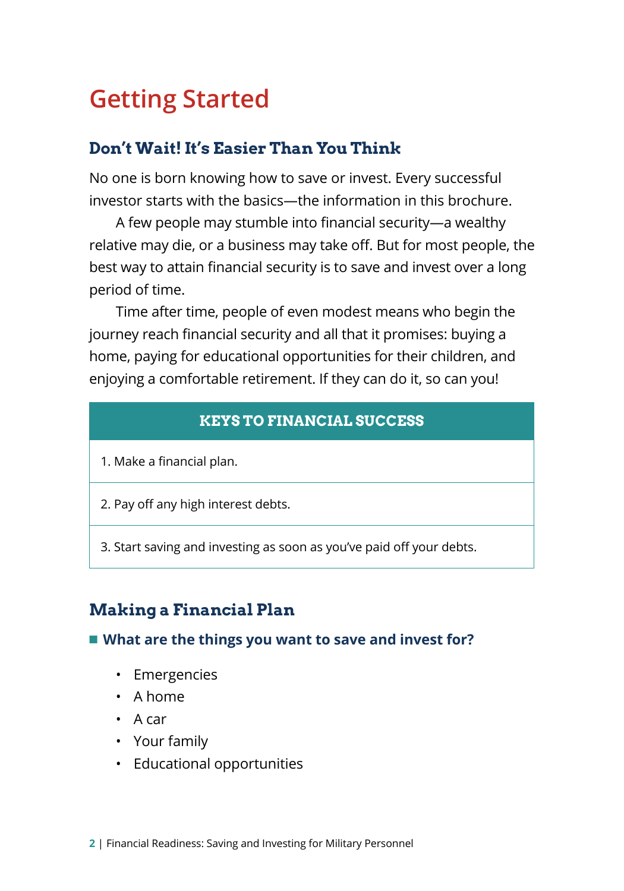# Getting Started

## Don't Wait! It's Easier Than You Think

No one is born knowing how to save or invest. Every successful investor starts with the basics—the information in this brochure.

A few people may stumble into financial security—a wealthy relative may die, or a business may take off. But for most people, the best way to attain financial security is to save and invest over a long period of time.

Time after time, people of even modest means who begin the journey reach financial security and all that it promises: buying a home, paying for educational opportunities for their children, and enjoying a comfortable retirement. If they can do it, so can you!

| KEYS TO FINANCIAL SUCCESS |
|---|
| 1. Make a financial plan. |
| 2. Pay off any high interest debts. |
| 3. Start saving and investing as soon as you've paid off your debts. |

## Making a Financial Plan

### What are the things you want to save and invest for?

- Emergencies
- A home
- A car
- Your family
- Educational opportunities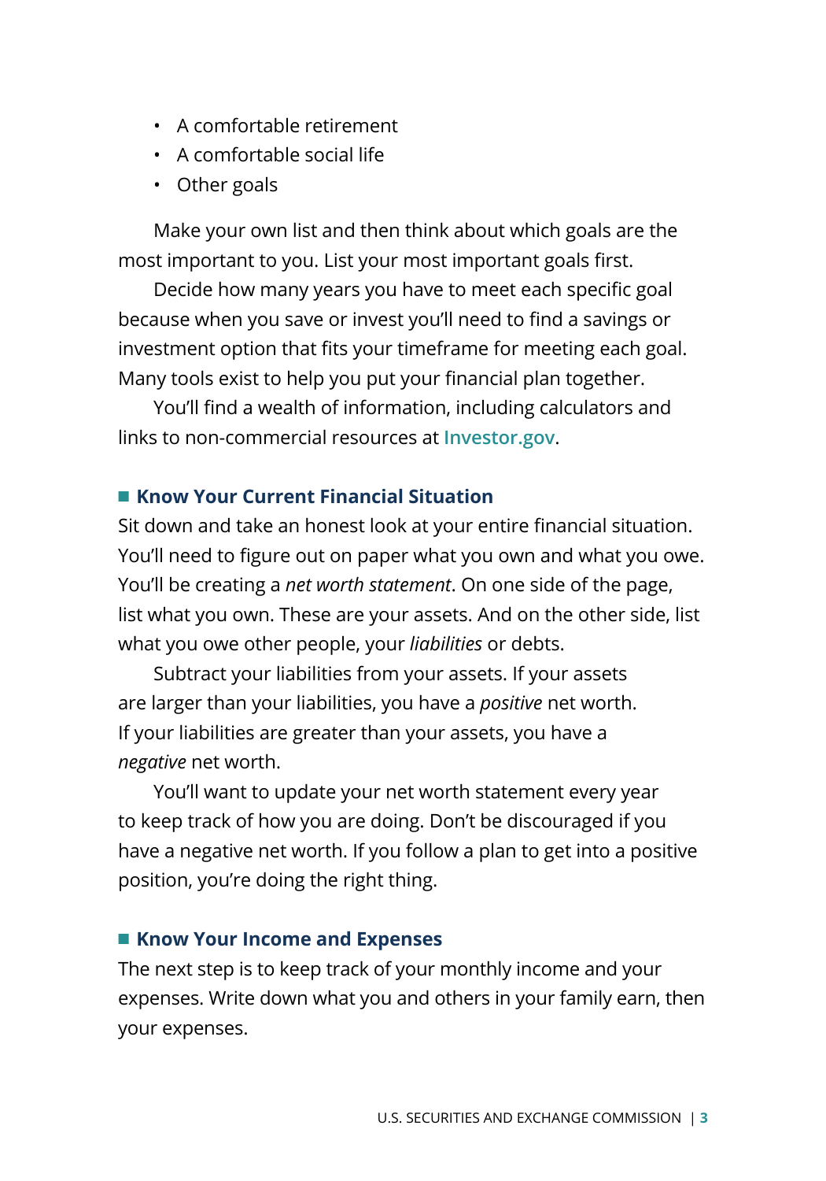- A comfortable retirement
- A comfortable social life
- Other goals

Make your own list and then think about which goals are the most important to you. List your most important goals first.

Decide how many years you have to meet each specific goal because when you save or invest you'll need to find a savings or investment option that fits your timeframe for meeting each goal. Many tools exist to help you put your financial plan together.

You'll find a wealth of information, including calculators and links to non-commercial resources at Investor.gov.

## Know Your Current Financial Situation

Sit down and take an honest look at your entire financial situation. You'll need to figure out on paper what you own and what you owe. You'll be creating a *net worth statement*. On one side of the page, list what you own. These are your assets. And on the other side, list what you owe other people, your *liabilities* or debts.

Subtract your liabilities from your assets. If your assets are larger than your liabilities, you have a *positive* net worth. If your liabilities are greater than your assets, you have a *negative* net worth.

You'll want to update your net worth statement every year to keep track of how you are doing. Don't be discouraged if you have a negative net worth. If you follow a plan to get into a positive position, you're doing the right thing.

## Know Your Income and Expenses

The next step is to keep track of your monthly income and your expenses. Write down what you and others in your family earn, then your expenses.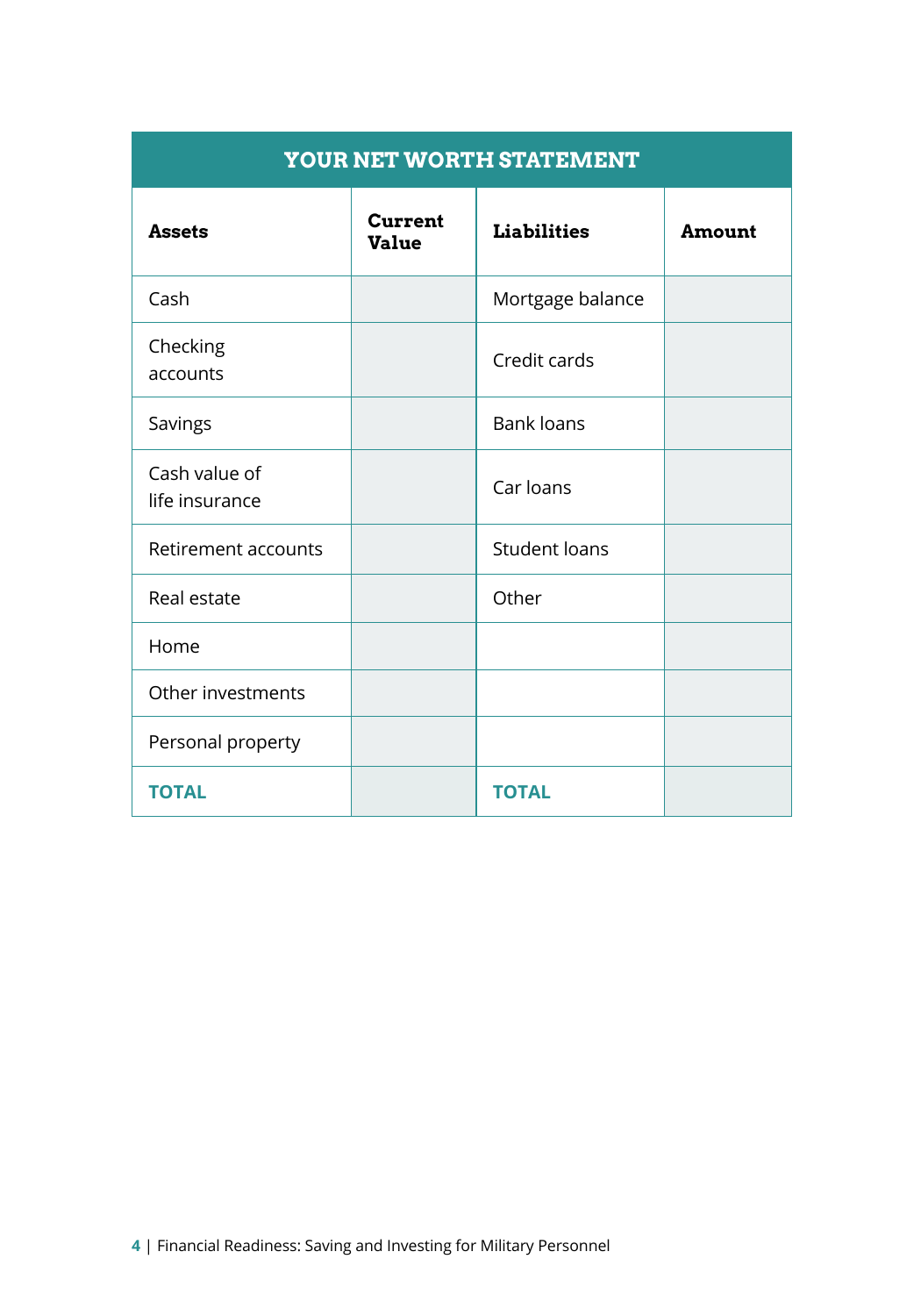| YOUR NET WORTH STATEMENT | | | |
|---|---|---|---|
| **Assets** | **Current Value** | **Liabilities** | **Amount** |
| Cash | | Mortgage balance | |
| Checking accounts | | Credit cards | |
| Savings | | Bank loans | |
| Cash value of life insurance | | Car loans | |
| Retirement accounts | | Student loans | |
| Real estate | | Other | |
| Home | | | |
| Other investments | | | |
| Personal property | | | |
| **TOTAL** | | **TOTAL** | |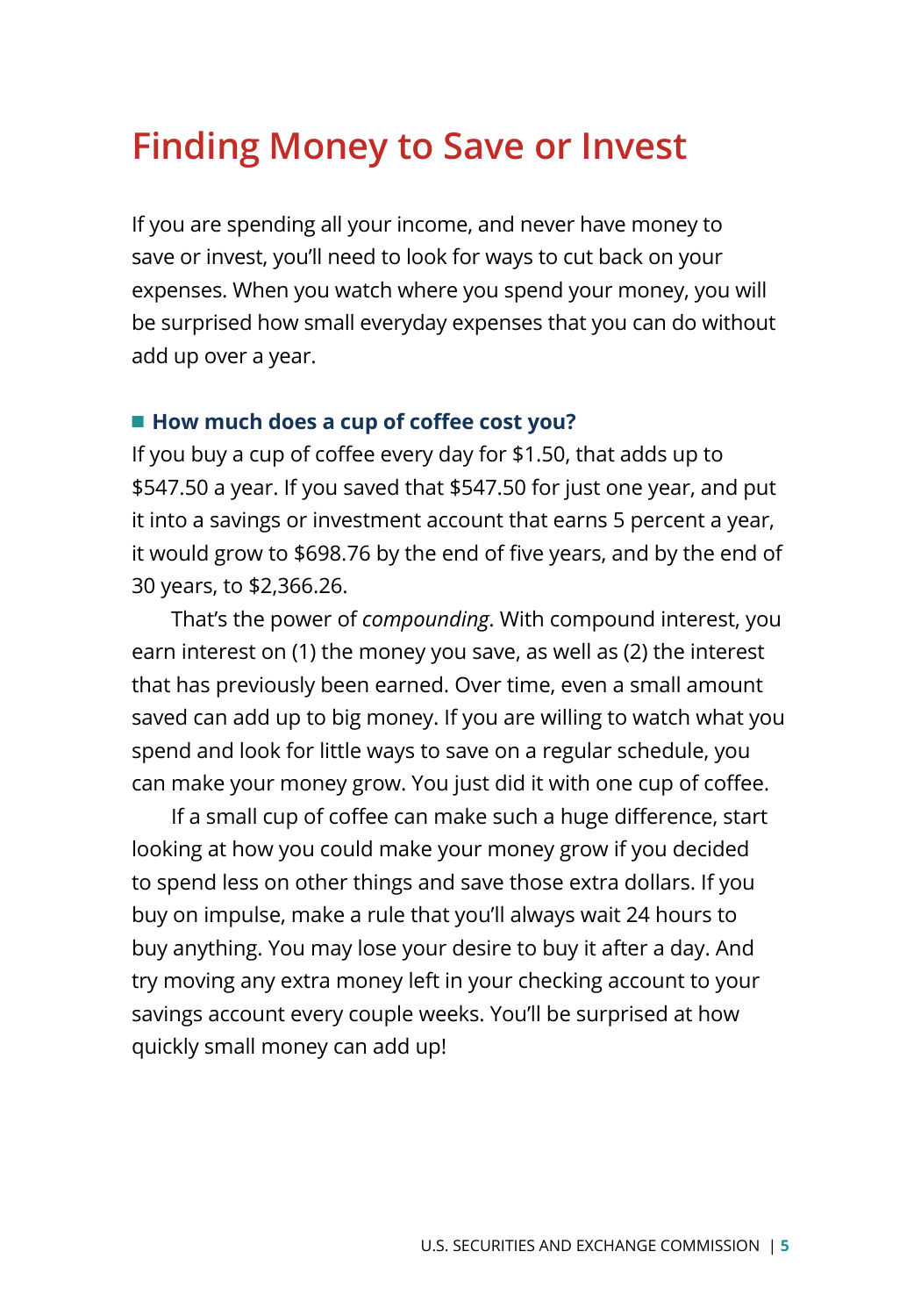# Finding Money to Save or Invest

If you are spending all your income, and never have money to save or invest, you'll need to look for ways to cut back on your expenses. When you watch where you spend your money, you will be surprised how small everyday expenses that you can do without add up over a year.

### How much does a cup of coffee cost you?

If you buy a cup of coffee every day for $1.50, that adds up to $547.50 a year. If you saved that $547.50 for just one year, and put it into a savings or investment account that earns 5 percent a year, it would grow to $698.76 by the end of five years, and by the end of 30 years, to $2,366.26.

That's the power of *compounding*. With compound interest, you earn interest on (1) the money you save, as well as (2) the interest that has previously been earned. Over time, even a small amount saved can add up to big money. If you are willing to watch what you spend and look for little ways to save on a regular schedule, you can make your money grow. You just did it with one cup of coffee.

If a small cup of coffee can make such a huge difference, start looking at how you could make your money grow if you decided to spend less on other things and save those extra dollars. If you buy on impulse, make a rule that you'll always wait 24 hours to buy anything. You may lose your desire to buy it after a day. And try moving any extra money left in your checking account to your savings account every couple weeks. You'll be surprised at how quickly small money can add up!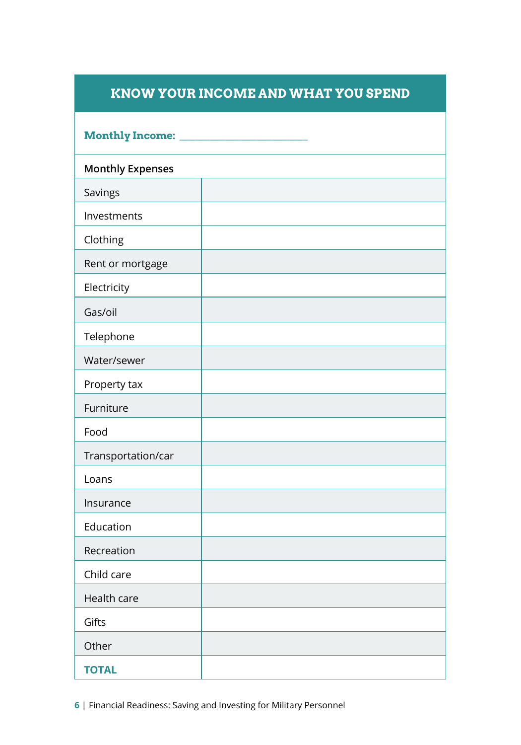## KNOW YOUR INCOME AND WHAT YOU SPEND

**Monthly Income:** ________________________

| Monthly Expenses | |
|---|---|
| Savings | |
| Investments | |
| Clothing | |
| Rent or mortgage | |
| Electricity | |
| Gas/oil | |
| Telephone | |
| Water/sewer | |
| Property tax | |
| Furniture | |
| Food | |
| Transportation/car | |
| Loans | |
| Insurance | |
| Education | |
| Recreation | |
| Child care | |
| Health care | |
| Gifts | |
| Other | |
| **TOTAL** | |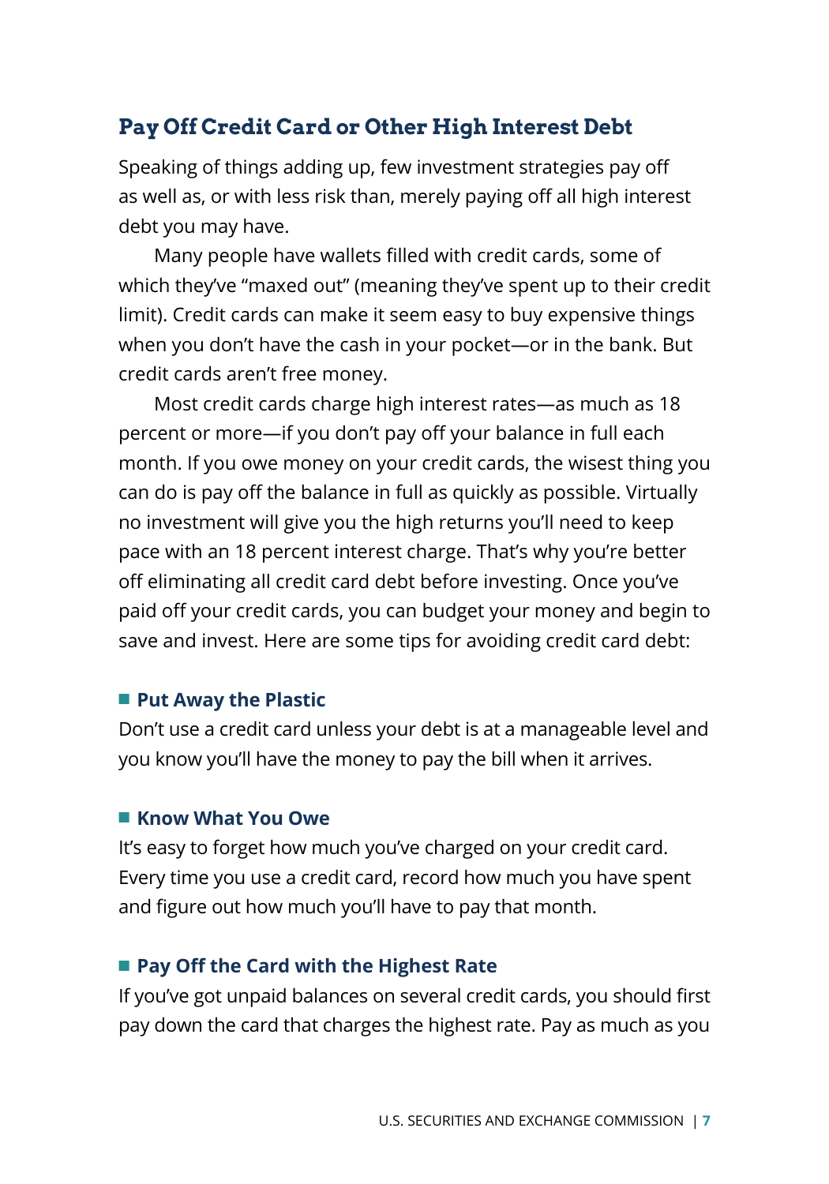## Pay Off Credit Card or Other High Interest Debt

Speaking of things adding up, few investment strategies pay off as well as, or with less risk than, merely paying off all high interest debt you may have.

Many people have wallets filled with credit cards, some of which they've "maxed out" (meaning they've spent up to their credit limit). Credit cards can make it seem easy to buy expensive things when you don't have the cash in your pocket—or in the bank. But credit cards aren't free money.

Most credit cards charge high interest rates—as much as 18 percent or more—if you don't pay off your balance in full each month. If you owe money on your credit cards, the wisest thing you can do is pay off the balance in full as quickly as possible. Virtually no investment will give you the high returns you'll need to keep pace with an 18 percent interest charge. That's why you're better off eliminating all credit card debt before investing. Once you've paid off your credit cards, you can budget your money and begin to save and invest. Here are some tips for avoiding credit card debt:

### Put Away the Plastic

Don't use a credit card unless your debt is at a manageable level and you know you'll have the money to pay the bill when it arrives.

### Know What You Owe

It's easy to forget how much you've charged on your credit card. Every time you use a credit card, record how much you have spent and figure out how much you'll have to pay that month.

### Pay Off the Card with the Highest Rate

If you've got unpaid balances on several credit cards, you should first pay down the card that charges the highest rate. Pay as much as you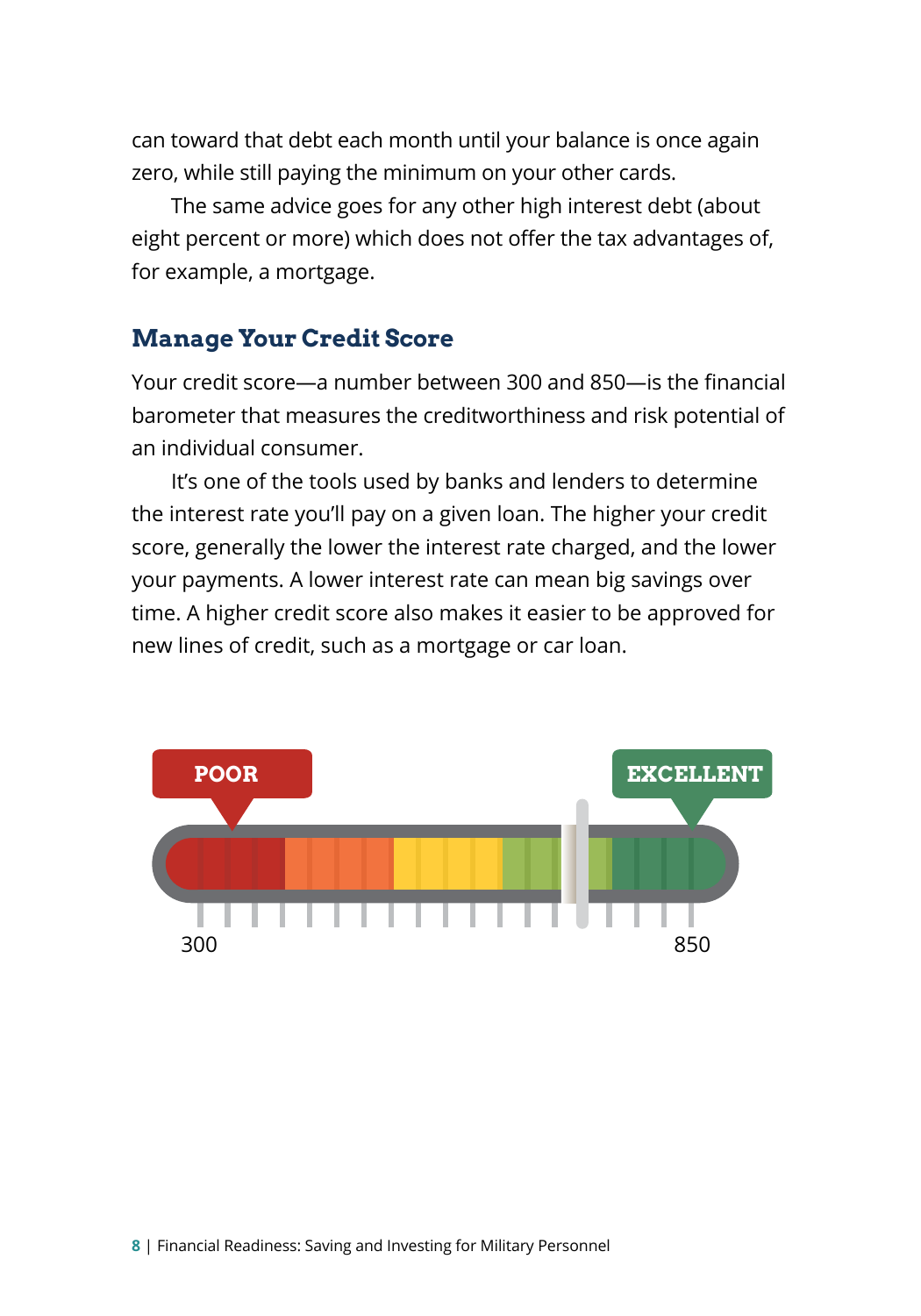can toward that debt each month until your balance is once again zero, while still paying the minimum on your other cards.

The same advice goes for any other high interest debt (about eight percent or more) which does not offer the tax advantages of, for example, a mortgage.

## Manage Your Credit Score

Your credit score—a number between 300 and 850—is the financial barometer that measures the creditworthiness and risk potential of an individual consumer.

It's one of the tools used by banks and lenders to determine the interest rate you'll pay on a given loan. The higher your credit score, generally the lower the interest rate charged, and the lower your payments. A lower interest rate can mean big savings over time. A higher credit score also makes it easier to be approved for new lines of credit, such as a mortgage or car loan.

POOR

EXCELLENT

300

850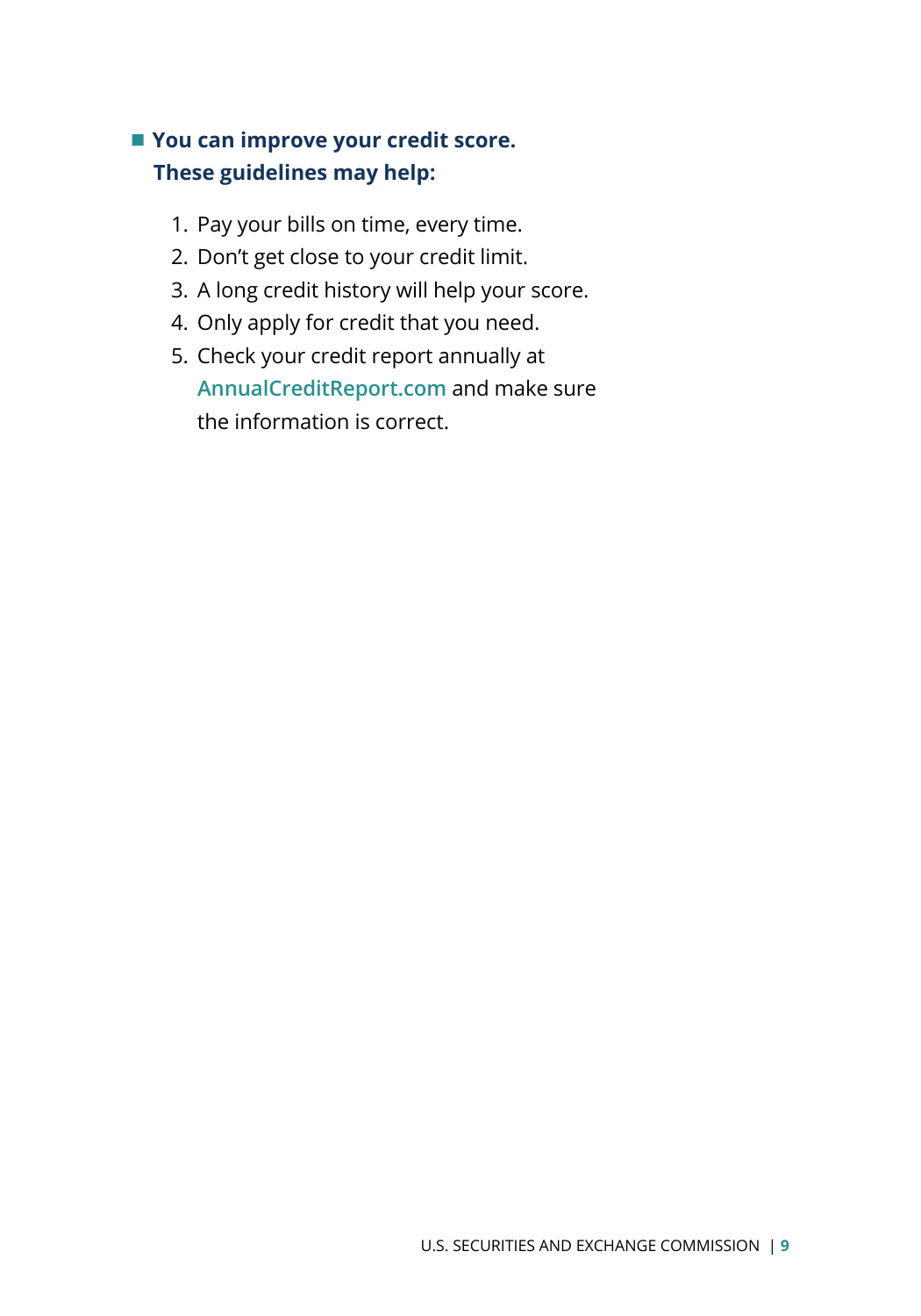- **You can improve your credit score. These guidelines may help:**

  1. Pay your bills on time, every time.
  2. Don't get close to your credit limit.
  3. A long credit history will help your score.
  4. Only apply for credit that you need.
  5. Check your credit report annually at AnnualCreditReport.com and make sure the information is correct.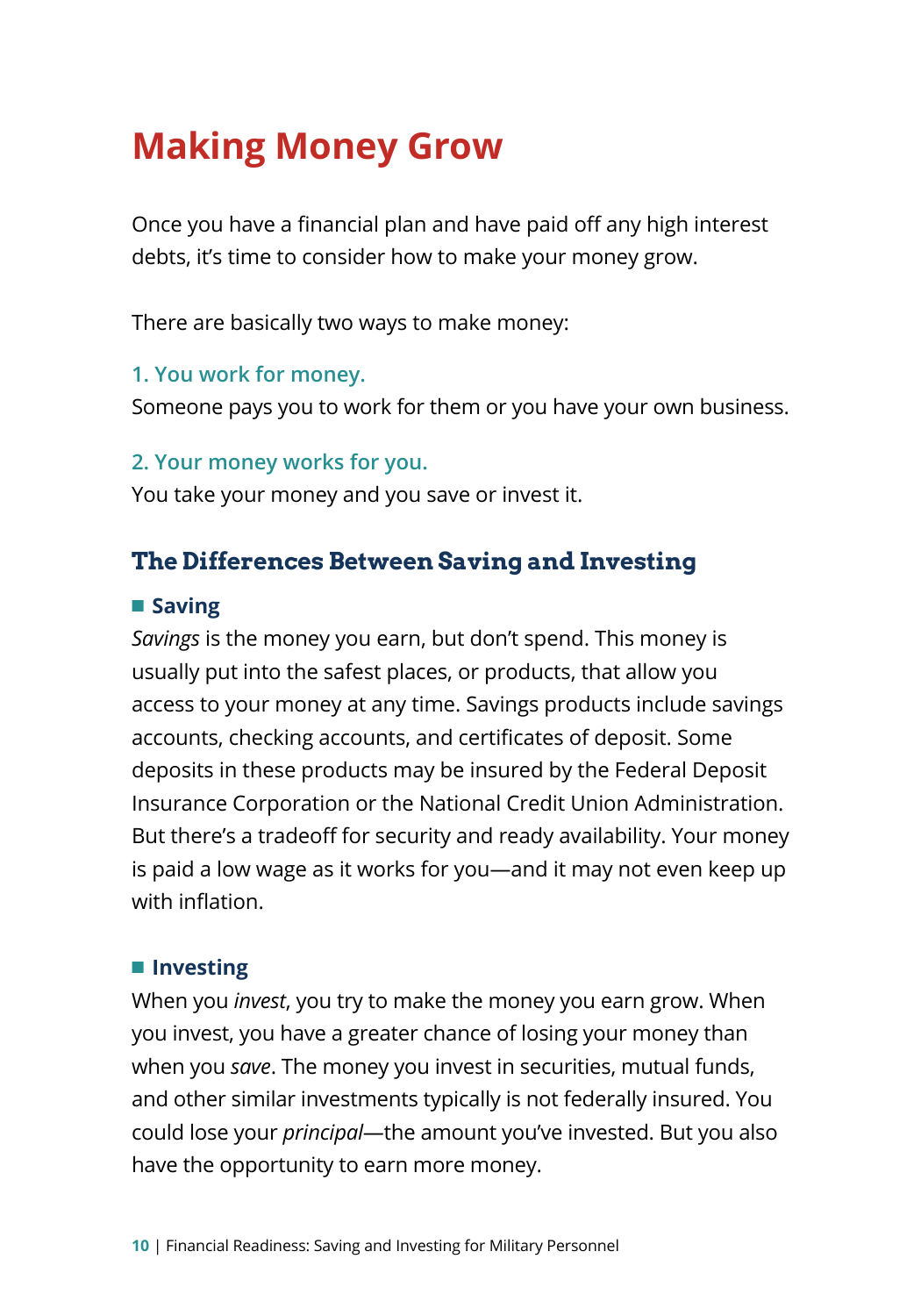# Making Money Grow

Once you have a financial plan and have paid off any high interest debts, it's time to consider how to make your money grow.

There are basically two ways to make money:

**1. You work for money.**
Someone pays you to work for them or you have your own business.

**2. Your money works for you.**
You take your money and you save or invest it.

## The Differences Between Saving and Investing

### Saving

*Savings* is the money you earn, but don't spend. This money is usually put into the safest places, or products, that allow you access to your money at any time. Savings products include savings accounts, checking accounts, and certificates of deposit. Some deposits in these products may be insured by the Federal Deposit Insurance Corporation or the National Credit Union Administration. But there's a tradeoff for security and ready availability. Your money is paid a low wage as it works for you—and it may not even keep up with inflation.

### Investing

When you *invest*, you try to make the money you earn grow. When you invest, you have a greater chance of losing your money than when you *save*. The money you invest in securities, mutual funds, and other similar investments typically is not federally insured. You could lose your *principal*—the amount you've invested. But you also have the opportunity to earn more money.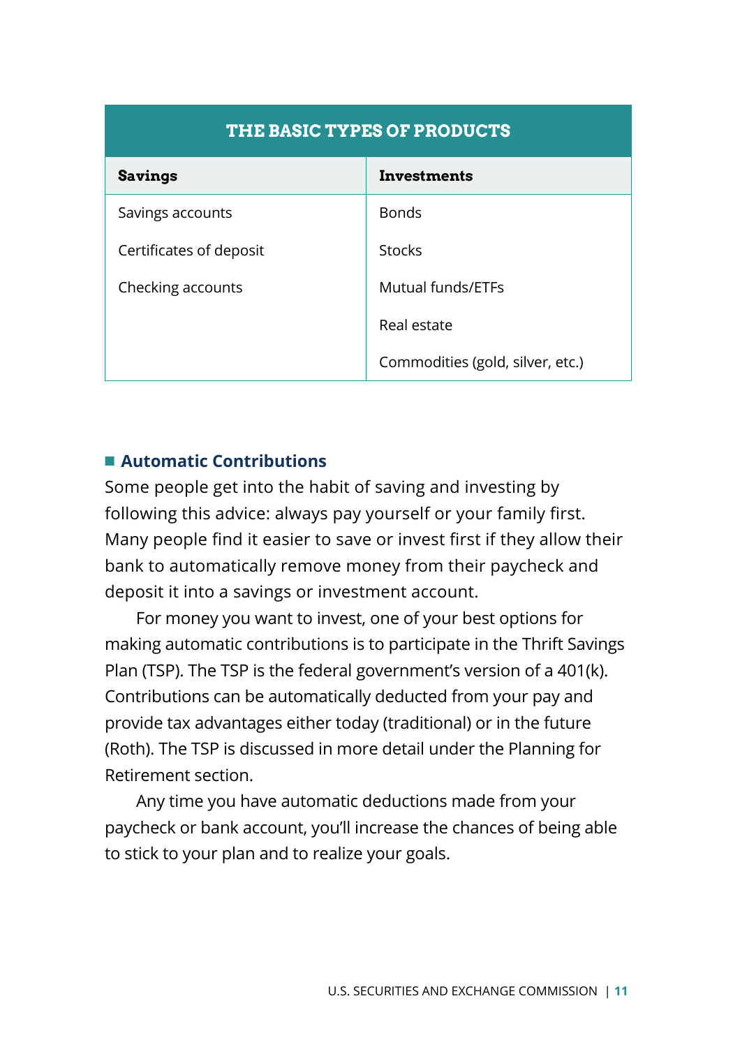| THE BASIC TYPES OF PRODUCTS | |
|---|---|
| **Savings** | **Investments** |
| Savings accounts | Bonds |
| Certificates of deposit | Stocks |
| Checking accounts | Mutual funds/ETFs |
| | Real estate |
| | Commodities (gold, silver, etc.) |

## Automatic Contributions

Some people get into the habit of saving and investing by following this advice: always pay yourself or your family first. Many people find it easier to save or invest first if they allow their bank to automatically remove money from their paycheck and deposit it into a savings or investment account.

For money you want to invest, one of your best options for making automatic contributions is to participate in the Thrift Savings Plan (TSP). The TSP is the federal government's version of a 401(k). Contributions can be automatically deducted from your pay and provide tax advantages either today (traditional) or in the future (Roth). The TSP is discussed in more detail under the Planning for Retirement section.

Any time you have automatic deductions made from your paycheck or bank account, you'll increase the chances of being able to stick to your plan and to realize your goals.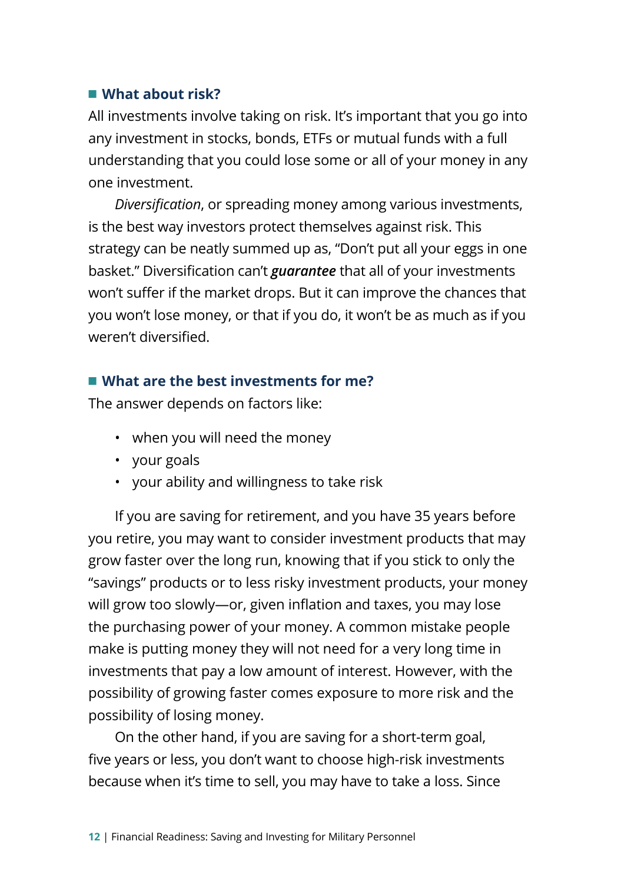## What about risk?

All investments involve taking on risk. It's important that you go into any investment in stocks, bonds, ETFs or mutual funds with a full understanding that you could lose some or all of your money in any one investment.

*Diversification*, or spreading money among various investments, is the best way investors protect themselves against risk. This strategy can be neatly summed up as, "Don't put all your eggs in one basket." Diversification can't ***guarantee*** that all of your investments won't suffer if the market drops. But it can improve the chances that you won't lose money, or that if you do, it won't be as much as if you weren't diversified.

## What are the best investments for me?

The answer depends on factors like:

- when you will need the money
- your goals
- your ability and willingness to take risk

If you are saving for retirement, and you have 35 years before you retire, you may want to consider investment products that may grow faster over the long run, knowing that if you stick to only the "savings" products or to less risky investment products, your money will grow too slowly—or, given inflation and taxes, you may lose the purchasing power of your money. A common mistake people make is putting money they will not need for a very long time in investments that pay a low amount of interest. However, with the possibility of growing faster comes exposure to more risk and the possibility of losing money.

On the other hand, if you are saving for a short-term goal, five years or less, you don't want to choose high-risk investments because when it's time to sell, you may have to take a loss. Since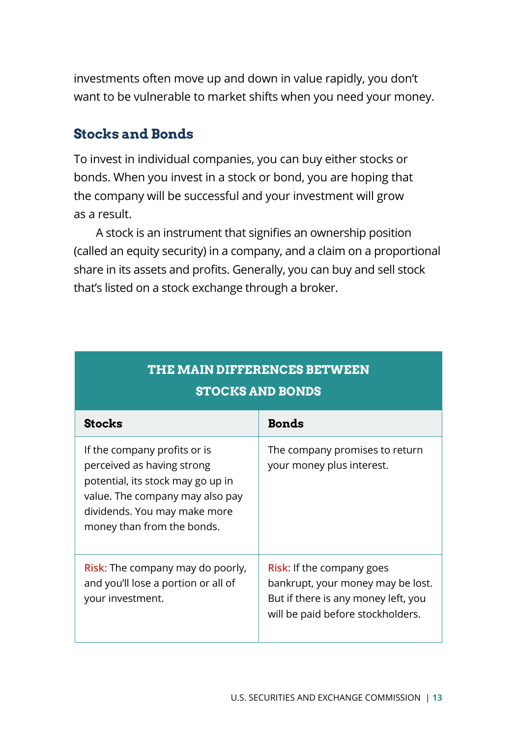investments often move up and down in value rapidly, you don't want to be vulnerable to market shifts when you need your money.

## Stocks and Bonds

To invest in individual companies, you can buy either stocks or bonds. When you invest in a stock or bond, you are hoping that the company will be successful and your investment will grow as a result.

A stock is an instrument that signifies an ownership position (called an equity security) in a company, and a claim on a proportional share in its assets and profits. Generally, you can buy and sell stock that's listed on a stock exchange through a broker.

**THE MAIN DIFFERENCES BETWEEN STOCKS AND BONDS**

| Stocks | Bonds |
|---|---|
| If the company profits or is perceived as having strong potential, its stock may go up in value. The company may also pay dividends. You may make more money than from the bonds. | The company promises to return your money plus interest. |
| Risk: The company may do poorly, and you'll lose a portion or all of your investment. | Risk: If the company goes bankrupt, your money may be lost. But if there is any money left, you will be paid before stockholders. |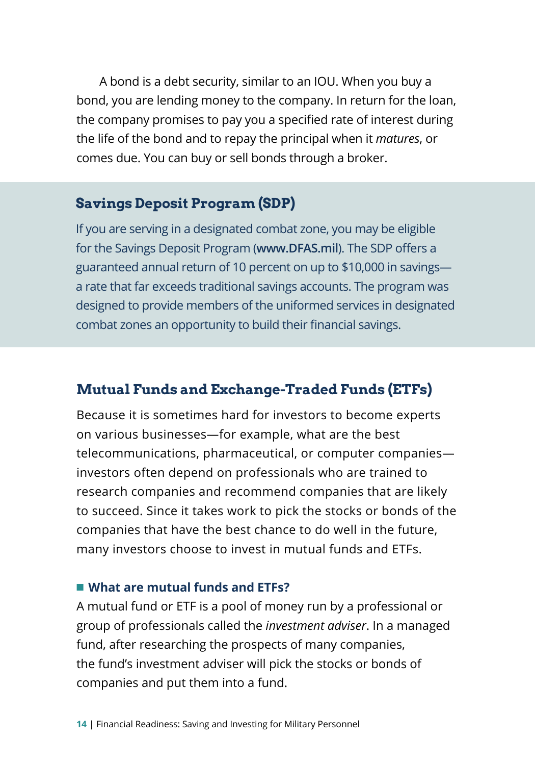A bond is a debt security, similar to an IOU. When you buy a bond, you are lending money to the company. In return for the loan, the company promises to pay you a specified rate of interest during the life of the bond and to repay the principal when it *matures*, or comes due. You can buy or sell bonds through a broker.

## Savings Deposit Program (SDP)

If you are serving in a designated combat zone, you may be eligible for the Savings Deposit Program (**www.DFAS.mil**). The SDP offers a guaranteed annual return of 10 percent on up to $10,000 in savings—a rate that far exceeds traditional savings accounts. The program was designed to provide members of the uniformed services in designated combat zones an opportunity to build their financial savings.

## Mutual Funds and Exchange-Traded Funds (ETFs)

Because it is sometimes hard for investors to become experts on various businesses—for example, what are the best telecommunications, pharmaceutical, or computer companies—investors often depend on professionals who are trained to research companies and recommend companies that are likely to succeed. Since it takes work to pick the stocks or bonds of the companies that have the best chance to do well in the future, many investors choose to invest in mutual funds and ETFs.

### What are mutual funds and ETFs?

A mutual fund or ETF is a pool of money run by a professional or group of professionals called the *investment adviser*. In a managed fund, after researching the prospects of many companies, the fund's investment adviser will pick the stocks or bonds of companies and put them into a fund.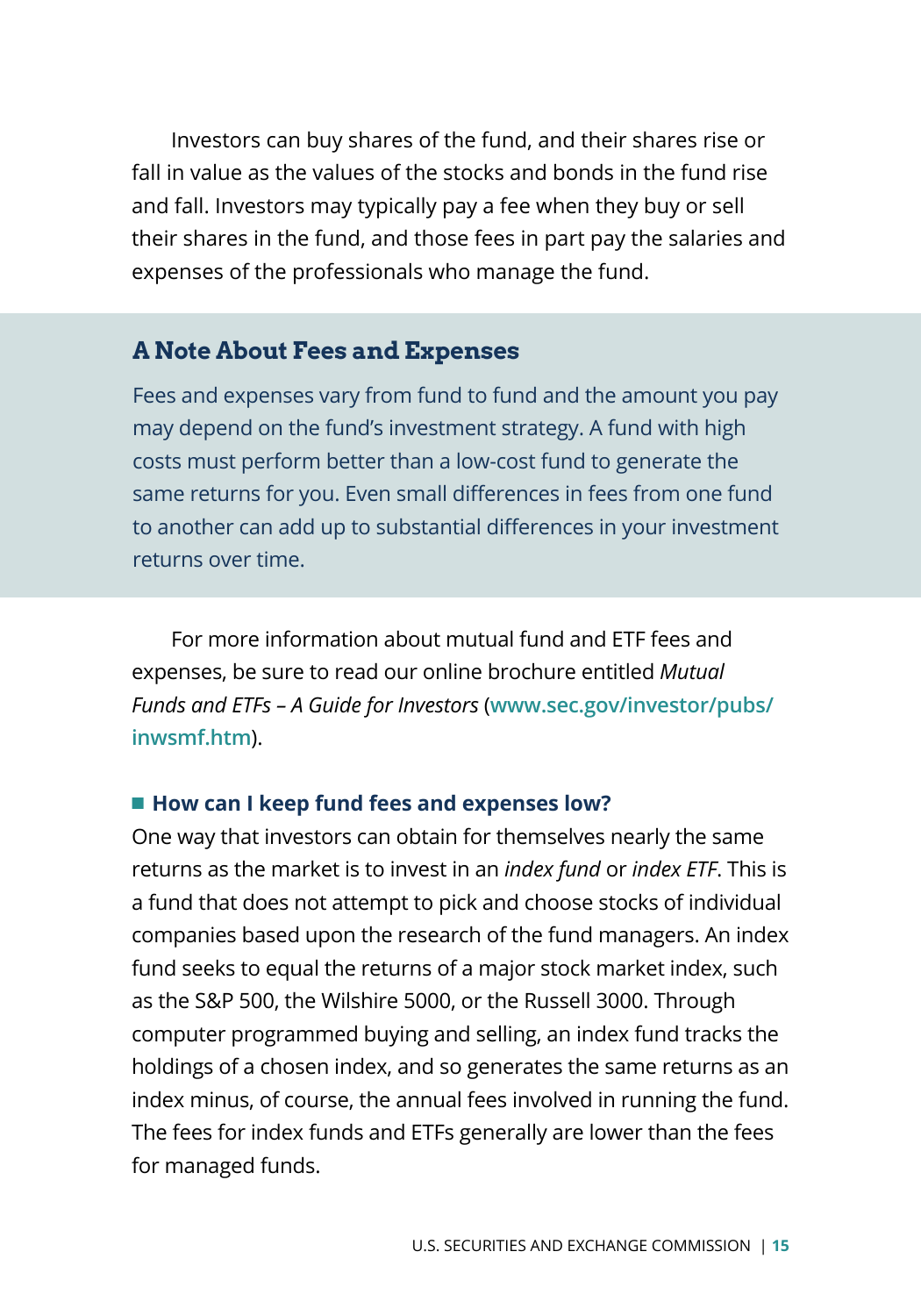Investors can buy shares of the fund, and their shares rise or fall in value as the values of the stocks and bonds in the fund rise and fall. Investors may typically pay a fee when they buy or sell their shares in the fund, and those fees in part pay the salaries and expenses of the professionals who manage the fund.

## A Note About Fees and Expenses

Fees and expenses vary from fund to fund and the amount you pay may depend on the fund's investment strategy. A fund with high costs must perform better than a low-cost fund to generate the same returns for you. Even small differences in fees from one fund to another can add up to substantial differences in your investment returns over time.

For more information about mutual fund and ETF fees and expenses, be sure to read our online brochure entitled *Mutual Funds and ETFs – A Guide for Investors* (**www.sec.gov/investor/pubs/inwsmf.htm**).

### How can I keep fund fees and expenses low?

One way that investors can obtain for themselves nearly the same returns as the market is to invest in an *index fund* or *index ETF*. This is a fund that does not attempt to pick and choose stocks of individual companies based upon the research of the fund managers. An index fund seeks to equal the returns of a major stock market index, such as the S&P 500, the Wilshire 5000, or the Russell 3000. Through computer programmed buying and selling, an index fund tracks the holdings of a chosen index, and so generates the same returns as an index minus, of course, the annual fees involved in running the fund. The fees for index funds and ETFs generally are lower than the fees for managed funds.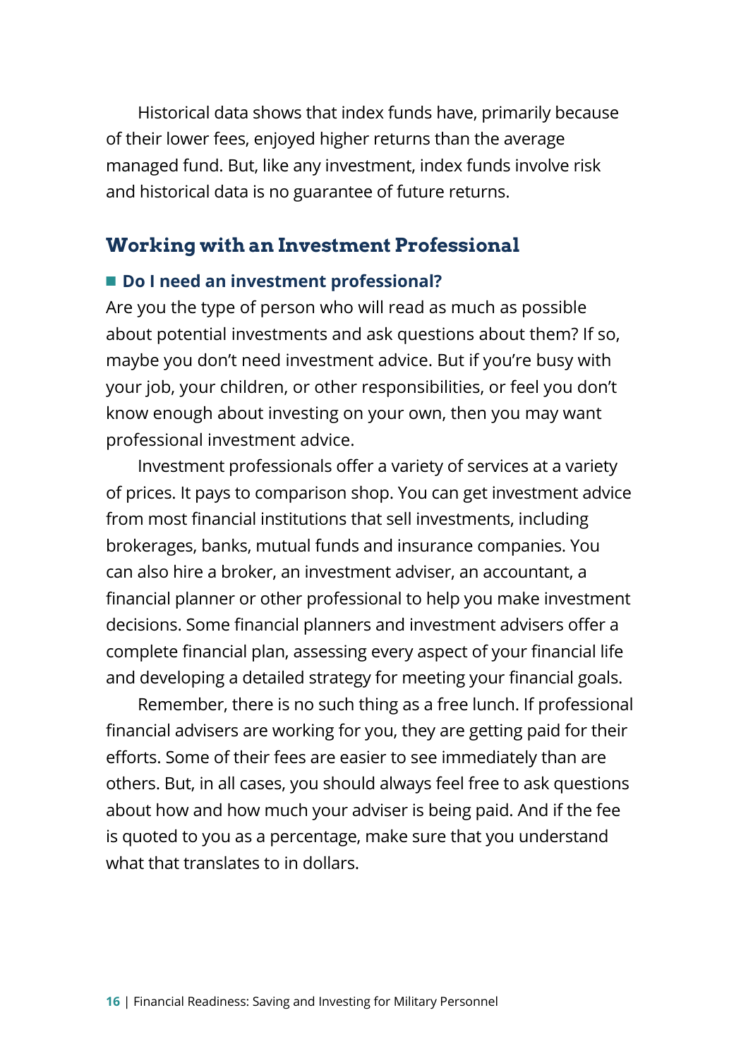Historical data shows that index funds have, primarily because of their lower fees, enjoyed higher returns than the average managed fund. But, like any investment, index funds involve risk and historical data is no guarantee of future returns.

## Working with an Investment Professional

### Do I need an investment professional?

Are you the type of person who will read as much as possible about potential investments and ask questions about them? If so, maybe you don't need investment advice. But if you're busy with your job, your children, or other responsibilities, or feel you don't know enough about investing on your own, then you may want professional investment advice.

Investment professionals offer a variety of services at a variety of prices. It pays to comparison shop. You can get investment advice from most financial institutions that sell investments, including brokerages, banks, mutual funds and insurance companies. You can also hire a broker, an investment adviser, an accountant, a financial planner or other professional to help you make investment decisions. Some financial planners and investment advisers offer a complete financial plan, assessing every aspect of your financial life and developing a detailed strategy for meeting your financial goals.

Remember, there is no such thing as a free lunch. If professional financial advisers are working for you, they are getting paid for their efforts. Some of their fees are easier to see immediately than are others. But, in all cases, you should always feel free to ask questions about how and how much your adviser is being paid. And if the fee is quoted to you as a percentage, make sure that you understand what that translates to in dollars.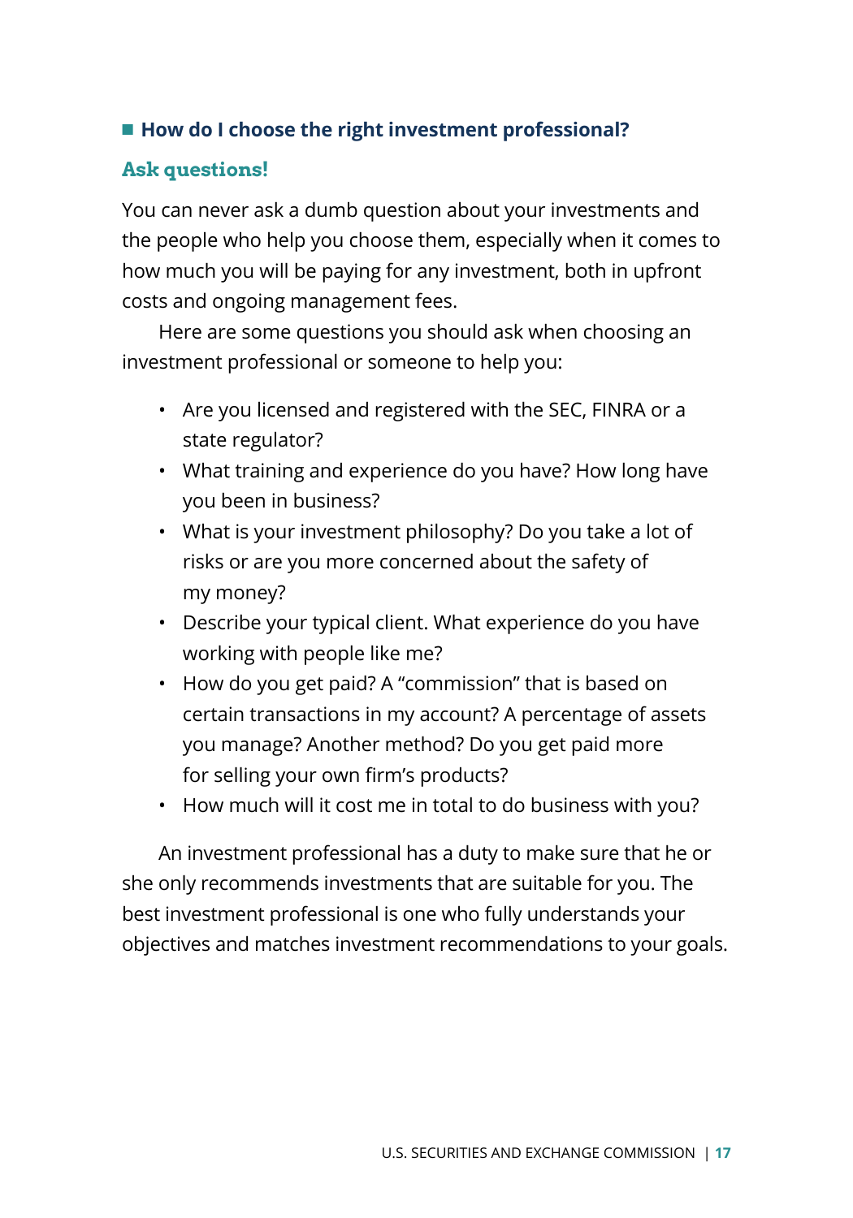## How do I choose the right investment professional?

### Ask questions!

You can never ask a dumb question about your investments and the people who help you choose them, especially when it comes to how much you will be paying for any investment, both in upfront costs and ongoing management fees.

Here are some questions you should ask when choosing an investment professional or someone to help you:

- Are you licensed and registered with the SEC, FINRA or a state regulator?
- What training and experience do you have? How long have you been in business?
- What is your investment philosophy? Do you take a lot of risks or are you more concerned about the safety of my money?
- Describe your typical client. What experience do you have working with people like me?
- How do you get paid? A "commission" that is based on certain transactions in my account? A percentage of assets you manage? Another method? Do you get paid more for selling your own firm's products?
- How much will it cost me in total to do business with you?

An investment professional has a duty to make sure that he or she only recommends investments that are suitable for you. The best investment professional is one who fully understands your objectives and matches investment recommendations to your goals.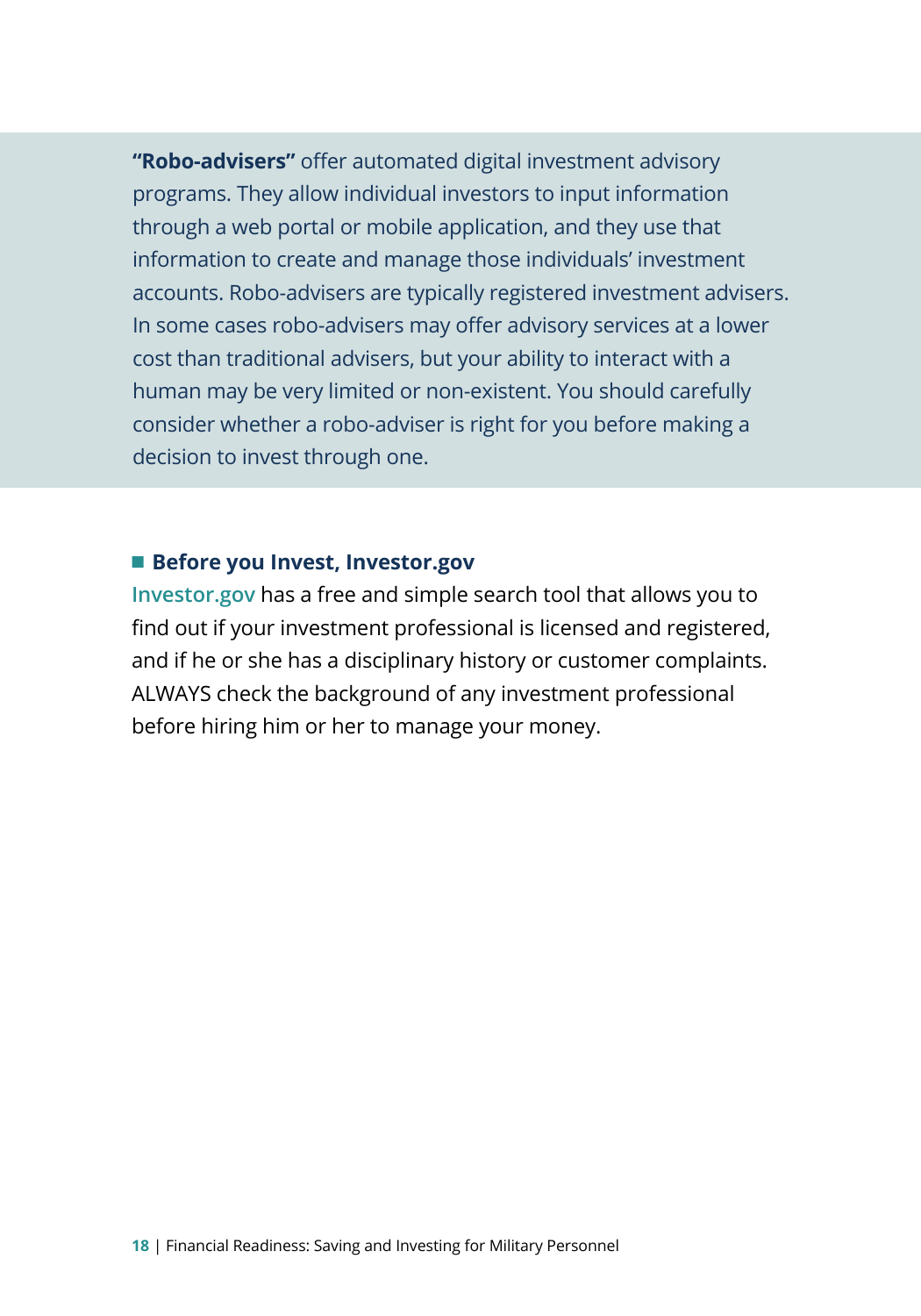**"Robo-advisers"** offer automated digital investment advisory programs. They allow individual investors to input information through a web portal or mobile application, and they use that information to create and manage those individuals' investment accounts. Robo-advisers are typically registered investment advisers. In some cases robo-advisers may offer advisory services at a lower cost than traditional advisers, but your ability to interact with a human may be very limited or non-existent. You should carefully consider whether a robo-adviser is right for you before making a decision to invest through one.

### Before you Invest, Investor.gov

Investor.gov has a free and simple search tool that allows you to find out if your investment professional is licensed and registered, and if he or she has a disciplinary history or customer complaints. ALWAYS check the background of any investment professional before hiring him or her to manage your money.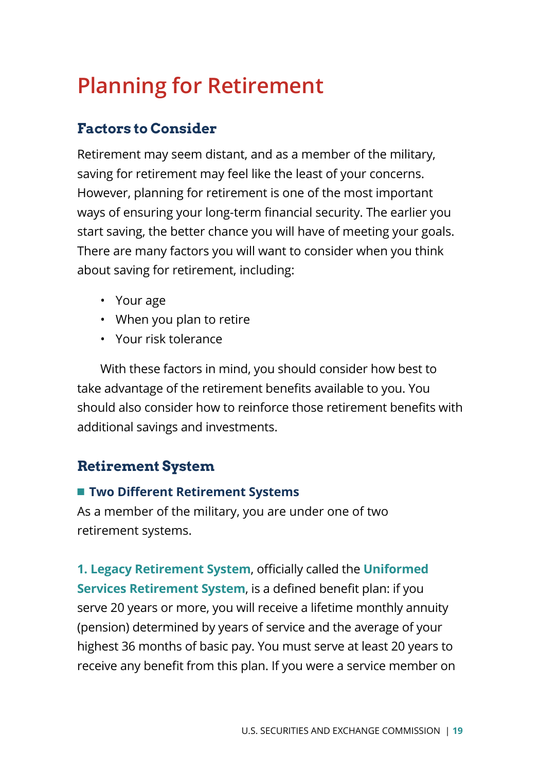# Planning for Retirement

## Factors to Consider

Retirement may seem distant, and as a member of the military, saving for retirement may feel like the least of your concerns. However, planning for retirement is one of the most important ways of ensuring your long-term financial security. The earlier you start saving, the better chance you will have of meeting your goals. There are many factors you will want to consider when you think about saving for retirement, including:

- Your age
- When you plan to retire
- Your risk tolerance

With these factors in mind, you should consider how best to take advantage of the retirement benefits available to you. You should also consider how to reinforce those retirement benefits with additional savings and investments.

## Retirement System

### Two Different Retirement Systems

As a member of the military, you are under one of two retirement systems.

**1. Legacy Retirement System**, officially called the **Uniformed Services Retirement System**, is a defined benefit plan: if you serve 20 years or more, you will receive a lifetime monthly annuity (pension) determined by years of service and the average of your highest 36 months of basic pay. You must serve at least 20 years to receive any benefit from this plan. If you were a service member on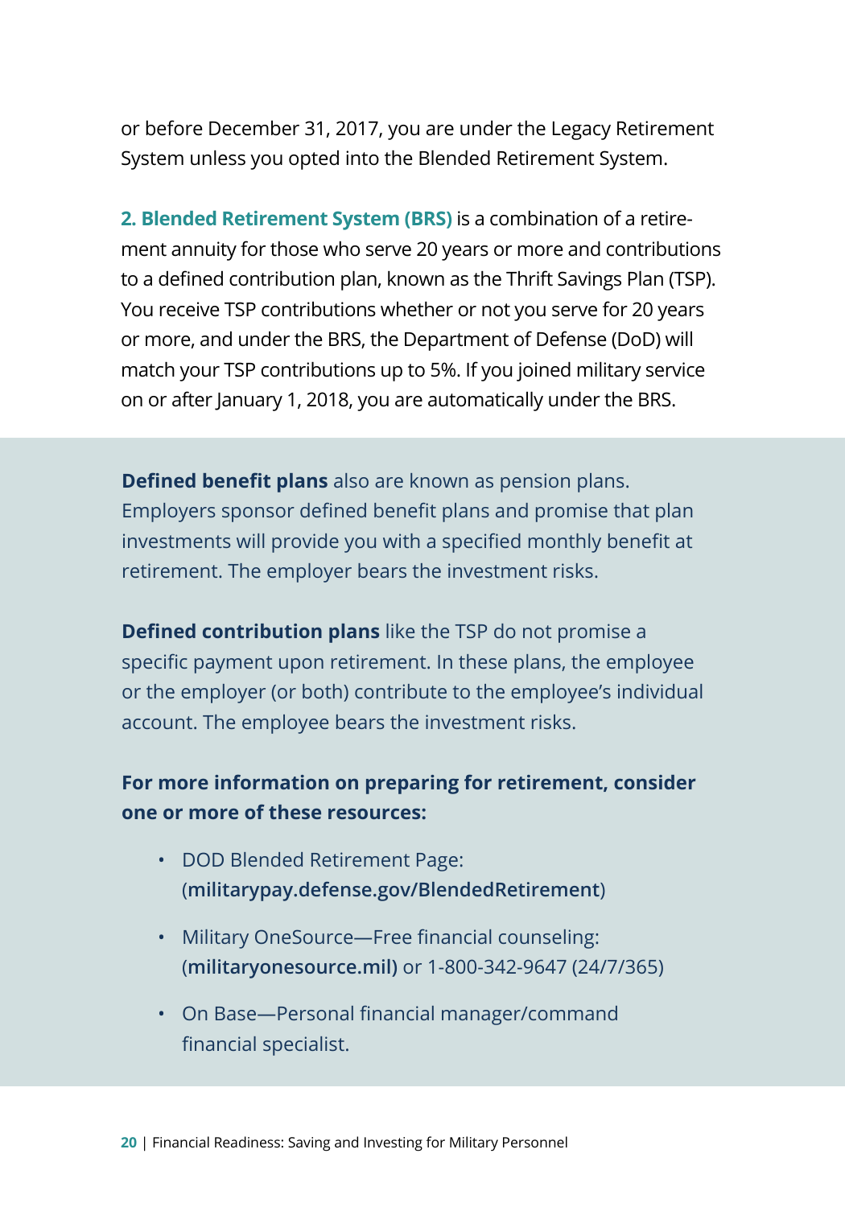or before December 31, 2017, you are under the Legacy Retirement System unless you opted into the Blended Retirement System.

**2. Blended Retirement System (BRS)** is a combination of a retirement annuity for those who serve 20 years or more and contributions to a defined contribution plan, known as the Thrift Savings Plan (TSP). You receive TSP contributions whether or not you serve for 20 years or more, and under the BRS, the Department of Defense (DoD) will match your TSP contributions up to 5%. If you joined military service on or after January 1, 2018, you are automatically under the BRS.

**Defined benefit plans** also are known as pension plans. Employers sponsor defined benefit plans and promise that plan investments will provide you with a specified monthly benefit at retirement. The employer bears the investment risks.

**Defined contribution plans** like the TSP do not promise a specific payment upon retirement. In these plans, the employee or the employer (or both) contribute to the employee's individual account. The employee bears the investment risks.

**For more information on preparing for retirement, consider one or more of these resources:**

- DOD Blended Retirement Page: (**militarypay.defense.gov/BlendedRetirement**)
- Military OneSource—Free financial counseling: (**militaryonesource.mil**) or 1-800-342-9647 (24/7/365)
- On Base—Personal financial manager/command financial specialist.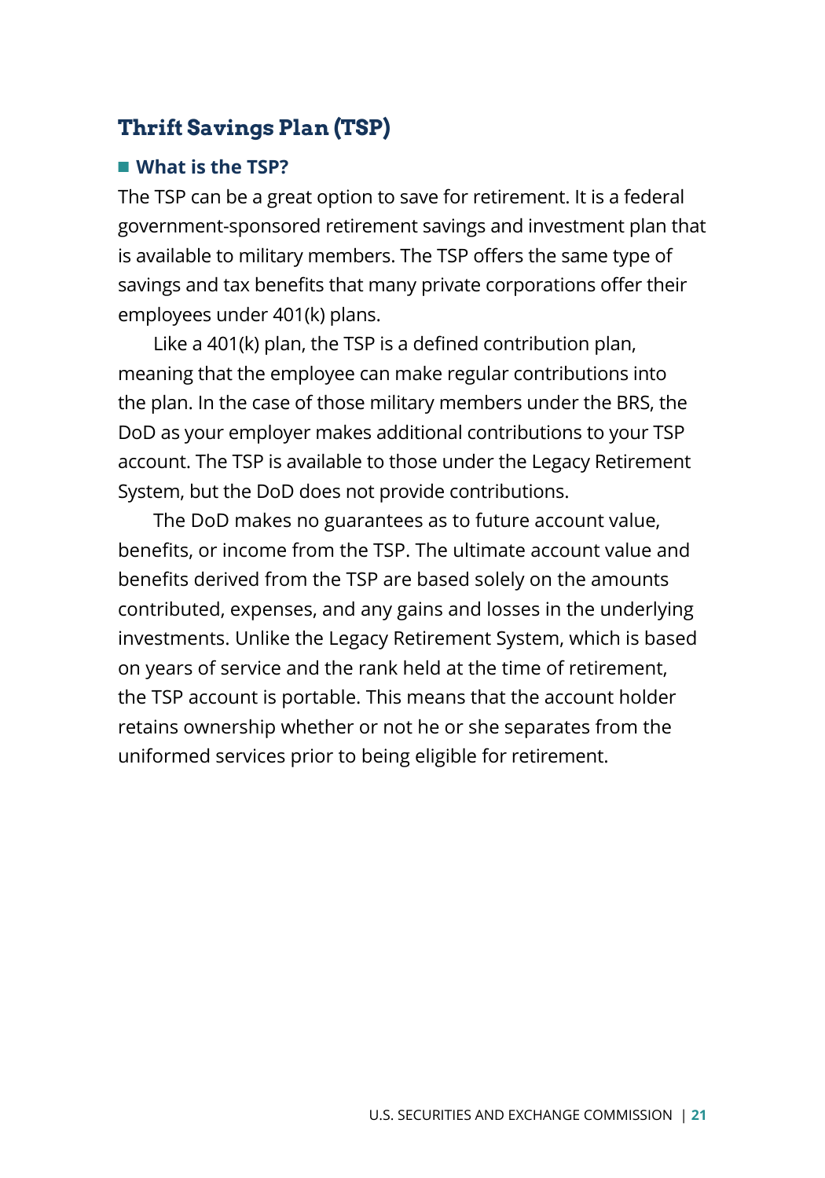## Thrift Savings Plan (TSP)

### What is the TSP?

The TSP can be a great option to save for retirement. It is a federal government-sponsored retirement savings and investment plan that is available to military members. The TSP offers the same type of savings and tax benefits that many private corporations offer their employees under 401(k) plans.

Like a 401(k) plan, the TSP is a defined contribution plan, meaning that the employee can make regular contributions into the plan. In the case of those military members under the BRS, the DoD as your employer makes additional contributions to your TSP account. The TSP is available to those under the Legacy Retirement System, but the DoD does not provide contributions.

The DoD makes no guarantees as to future account value, benefits, or income from the TSP. The ultimate account value and benefits derived from the TSP are based solely on the amounts contributed, expenses, and any gains and losses in the underlying investments. Unlike the Legacy Retirement System, which is based on years of service and the rank held at the time of retirement, the TSP account is portable. This means that the account holder retains ownership whether or not he or she separates from the uniformed services prior to being eligible for retirement.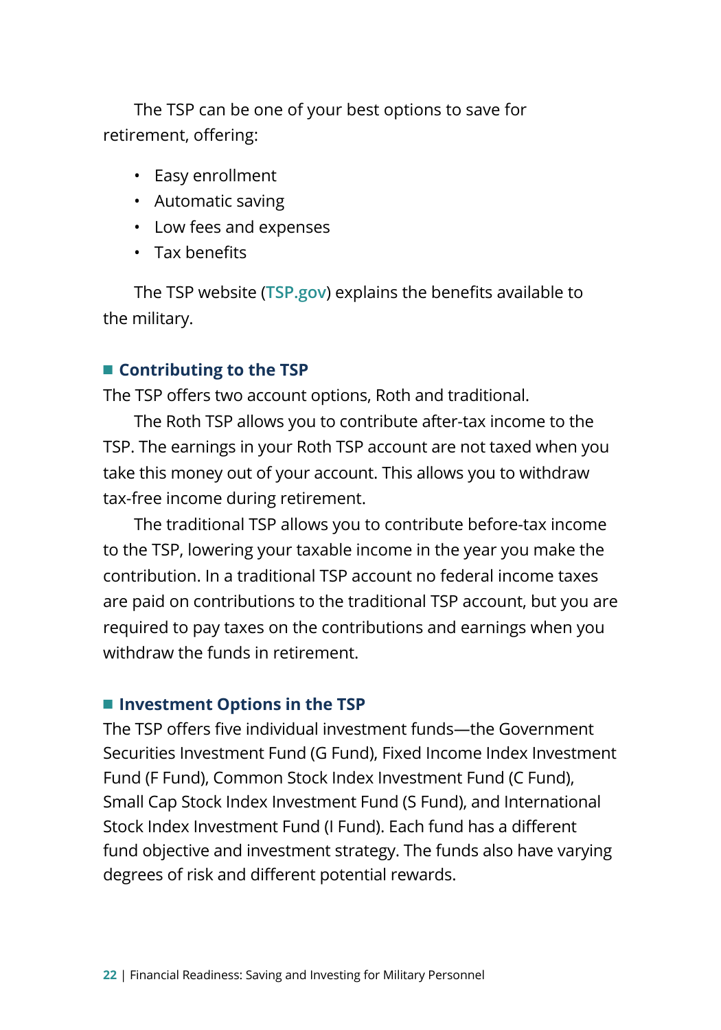The TSP can be one of your best options to save for retirement, offering:

- Easy enrollment
- Automatic saving
- Low fees and expenses
- Tax benefits

The TSP website (TSP.gov) explains the benefits available to the military.

## Contributing to the TSP

The TSP offers two account options, Roth and traditional.

The Roth TSP allows you to contribute after-tax income to the TSP. The earnings in your Roth TSP account are not taxed when you take this money out of your account. This allows you to withdraw tax-free income during retirement.

The traditional TSP allows you to contribute before-tax income to the TSP, lowering your taxable income in the year you make the contribution. In a traditional TSP account no federal income taxes are paid on contributions to the traditional TSP account, but you are required to pay taxes on the contributions and earnings when you withdraw the funds in retirement.

## Investment Options in the TSP

The TSP offers five individual investment funds—the Government Securities Investment Fund (G Fund), Fixed Income Index Investment Fund (F Fund), Common Stock Index Investment Fund (C Fund), Small Cap Stock Index Investment Fund (S Fund), and International Stock Index Investment Fund (I Fund). Each fund has a different fund objective and investment strategy. The funds also have varying degrees of risk and different potential rewards.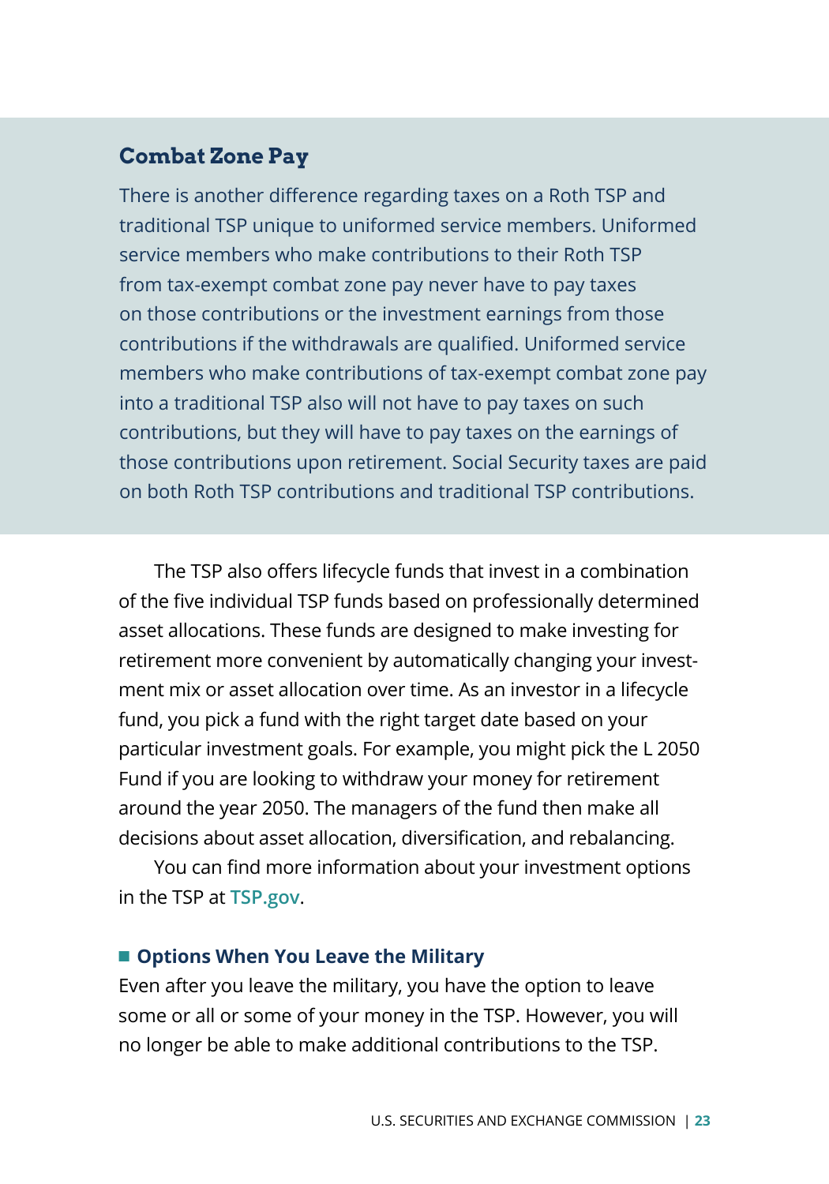### Combat Zone Pay

There is another difference regarding taxes on a Roth TSP and traditional TSP unique to uniformed service members. Uniformed service members who make contributions to their Roth TSP from tax-exempt combat zone pay never have to pay taxes on those contributions or the investment earnings from those contributions if the withdrawals are qualified. Uniformed service members who make contributions of tax-exempt combat zone pay into a traditional TSP also will not have to pay taxes on such contributions, but they will have to pay taxes on the earnings of those contributions upon retirement. Social Security taxes are paid on both Roth TSP contributions and traditional TSP contributions.

The TSP also offers lifecycle funds that invest in a combination of the five individual TSP funds based on professionally determined asset allocations. These funds are designed to make investing for retirement more convenient by automatically changing your investment mix or asset allocation over time. As an investor in a lifecycle fund, you pick a fund with the right target date based on your particular investment goals. For example, you might pick the L 2050 Fund if you are looking to withdraw your money for retirement around the year 2050. The managers of the fund then make all decisions about asset allocation, diversification, and rebalancing.

You can find more information about your investment options in the TSP at TSP.gov.

## Options When You Leave the Military

Even after you leave the military, you have the option to leave some or all or some of your money in the TSP. However, you will no longer be able to make additional contributions to the TSP.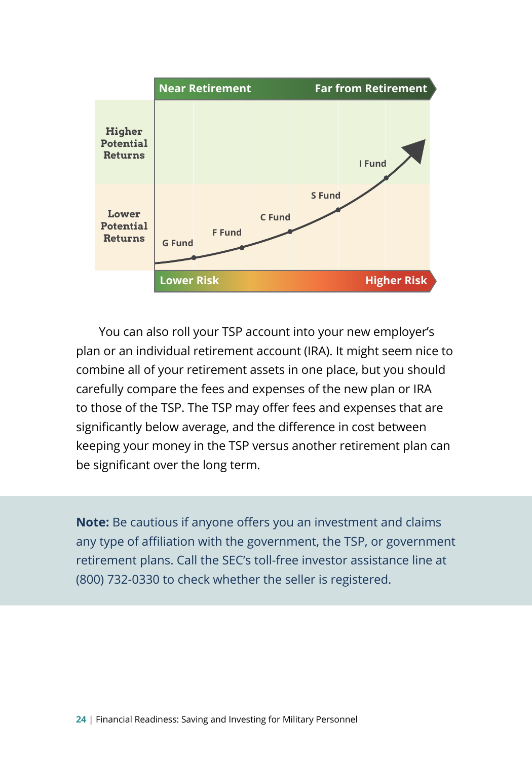Near Retirement — Far from Retirement

Higher Potential Returns

Lower Potential Returns

G Fund — F Fund — C Fund — S Fund — I Fund

Lower Risk — Higher Risk

You can also roll your TSP account into your new employer's plan or an individual retirement account (IRA). It might seem nice to combine all of your retirement assets in one place, but you should carefully compare the fees and expenses of the new plan or IRA to those of the TSP. The TSP may offer fees and expenses that are significantly below average, and the difference in cost between keeping your money in the TSP versus another retirement plan can be significant over the long term.

**Note:** Be cautious if anyone offers you an investment and claims any type of affiliation with the government, the TSP, or government retirement plans. Call the SEC's toll-free investor assistance line at (800) 732-0330 to check whether the seller is registered.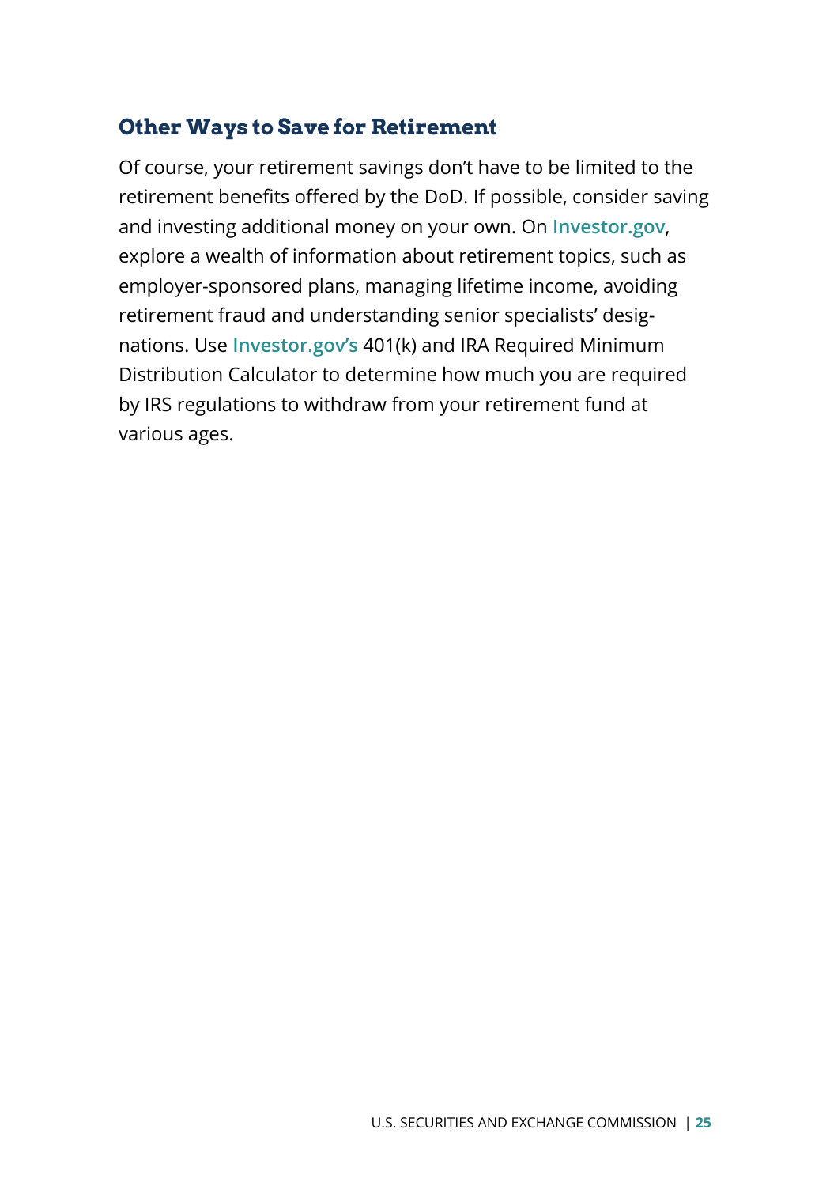## Other Ways to Save for Retirement

Of course, your retirement savings don't have to be limited to the retirement benefits offered by the DoD. If possible, consider saving and investing additional money on your own. On **Investor.gov**, explore a wealth of information about retirement topics, such as employer-sponsored plans, managing lifetime income, avoiding retirement fraud and understanding senior specialists' designations. Use **Investor.gov's** 401(k) and IRA Required Minimum Distribution Calculator to determine how much you are required by IRS regulations to withdraw from your retirement fund at various ages.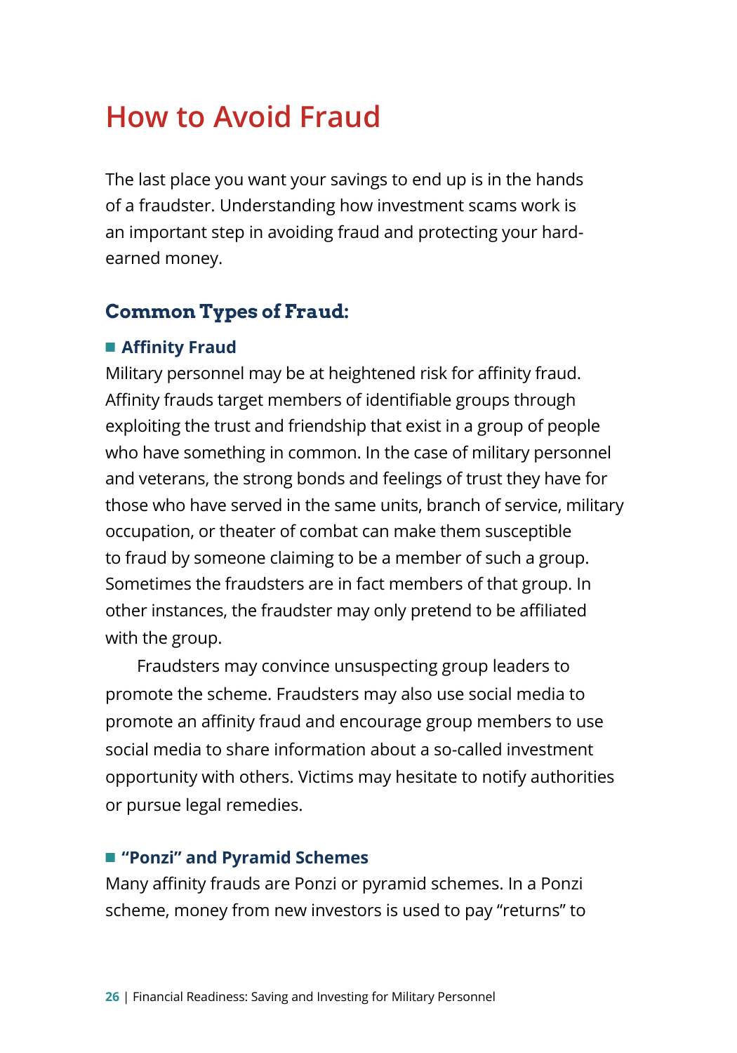# How to Avoid Fraud

The last place you want your savings to end up is in the hands of a fraudster. Understanding how investment scams work is an important step in avoiding fraud and protecting your hard-earned money.

## Common Types of Fraud:

### Affinity Fraud

Military personnel may be at heightened risk for affinity fraud. Affinity frauds target members of identifiable groups through exploiting the trust and friendship that exist in a group of people who have something in common. In the case of military personnel and veterans, the strong bonds and feelings of trust they have for those who have served in the same units, branch of service, military occupation, or theater of combat can make them susceptible to fraud by someone claiming to be a member of such a group. Sometimes the fraudsters are in fact members of that group. In other instances, the fraudster may only pretend to be affiliated with the group.

Fraudsters may convince unsuspecting group leaders to promote the scheme. Fraudsters may also use social media to promote an affinity fraud and encourage group members to use social media to share information about a so-called investment opportunity with others. Victims may hesitate to notify authorities or pursue legal remedies.

### "Ponzi" and Pyramid Schemes

Many affinity frauds are Ponzi or pyramid schemes. In a Ponzi scheme, money from new investors is used to pay "returns" to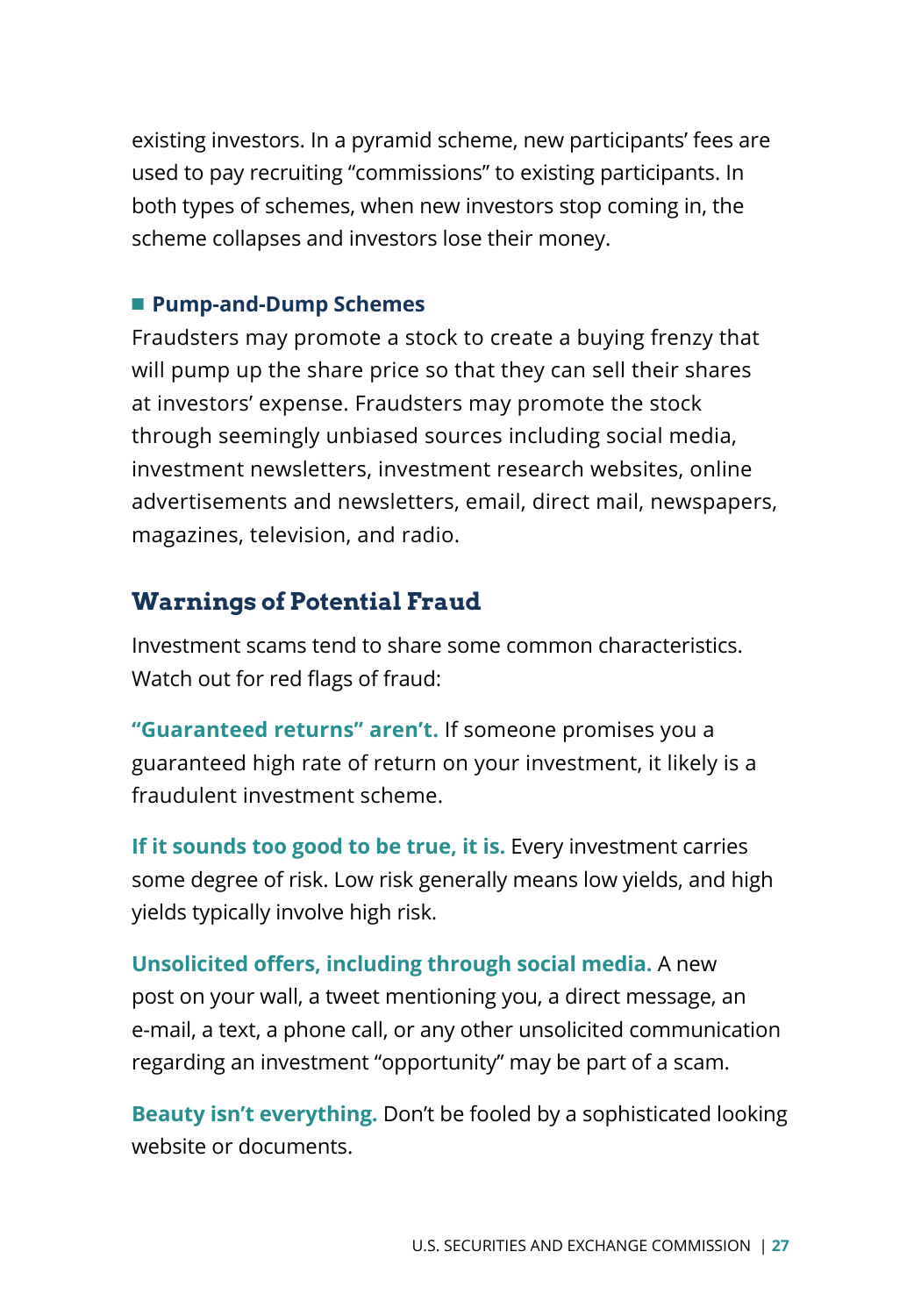existing investors. In a pyramid scheme, new participants' fees are used to pay recruiting "commissions" to existing participants. In both types of schemes, when new investors stop coming in, the scheme collapses and investors lose their money.

- **Pump-and-Dump Schemes**

Fraudsters may promote a stock to create a buying frenzy that will pump up the share price so that they can sell their shares at investors' expense. Fraudsters may promote the stock through seemingly unbiased sources including social media, investment newsletters, investment research websites, online advertisements and newsletters, email, direct mail, newspapers, magazines, television, and radio.

## Warnings of Potential Fraud

Investment scams tend to share some common characteristics. Watch out for red flags of fraud:

**"Guaranteed returns" aren't.** If someone promises you a guaranteed high rate of return on your investment, it likely is a fraudulent investment scheme.

**If it sounds too good to be true, it is.** Every investment carries some degree of risk. Low risk generally means low yields, and high yields typically involve high risk.

**Unsolicited offers, including through social media.** A new post on your wall, a tweet mentioning you, a direct message, an e-mail, a text, a phone call, or any other unsolicited communication regarding an investment "opportunity" may be part of a scam.

**Beauty isn't everything.** Don't be fooled by a sophisticated looking website or documents.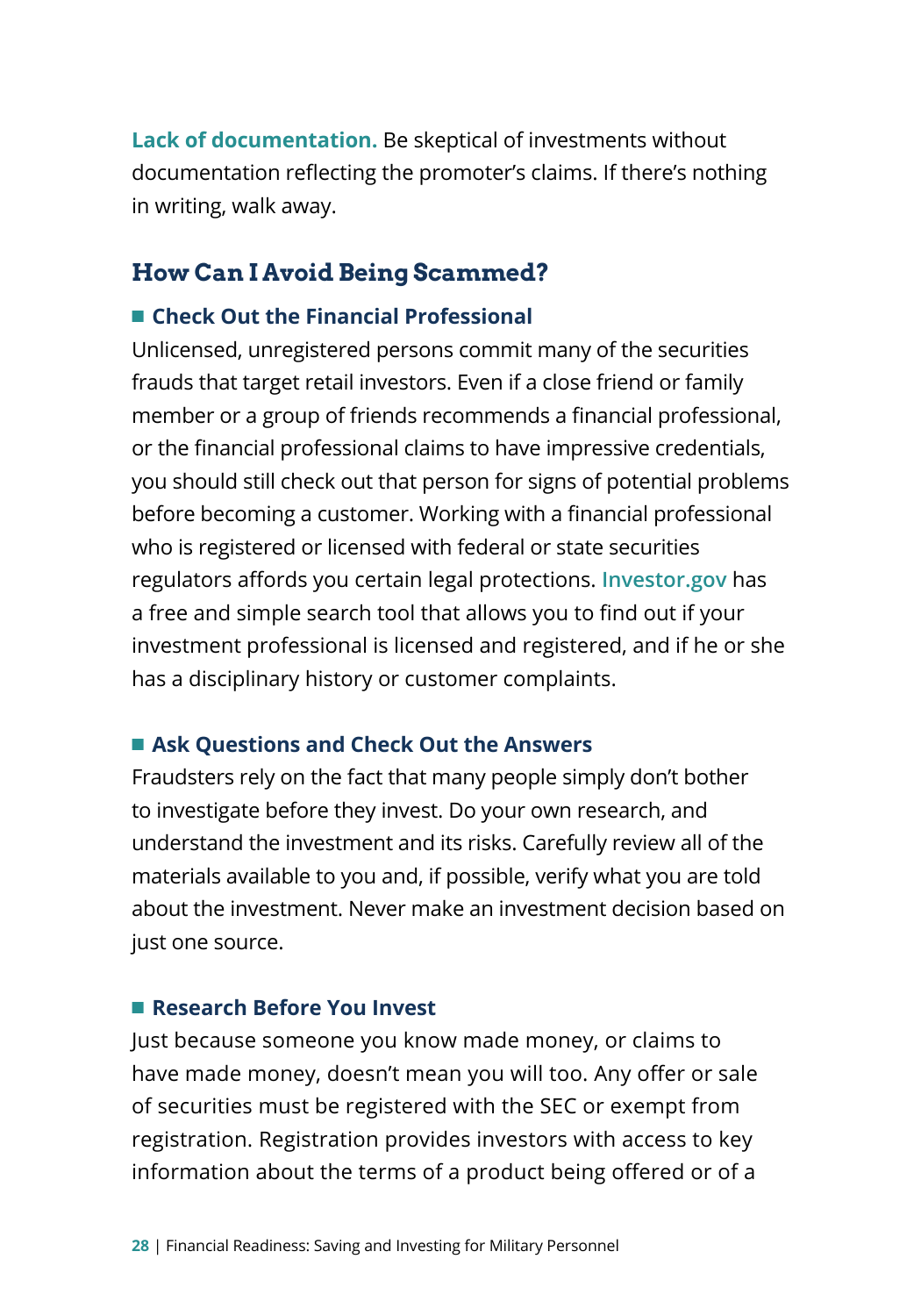**Lack of documentation.** Be skeptical of investments without documentation reflecting the promoter's claims. If there's nothing in writing, walk away.

## How Can I Avoid Being Scammed?

### ■ Check Out the Financial Professional

Unlicensed, unregistered persons commit many of the securities frauds that target retail investors. Even if a close friend or family member or a group of friends recommends a financial professional, or the financial professional claims to have impressive credentials, you should still check out that person for signs of potential problems before becoming a customer. Working with a financial professional who is registered or licensed with federal or state securities regulators affords you certain legal protections. Investor.gov has a free and simple search tool that allows you to find out if your investment professional is licensed and registered, and if he or she has a disciplinary history or customer complaints.

### ■ Ask Questions and Check Out the Answers

Fraudsters rely on the fact that many people simply don't bother to investigate before they invest. Do your own research, and understand the investment and its risks. Carefully review all of the materials available to you and, if possible, verify what you are told about the investment. Never make an investment decision based on just one source.

### ■ Research Before You Invest

Just because someone you know made money, or claims to have made money, doesn't mean you will too. Any offer or sale of securities must be registered with the SEC or exempt from registration. Registration provides investors with access to key information about the terms of a product being offered or of a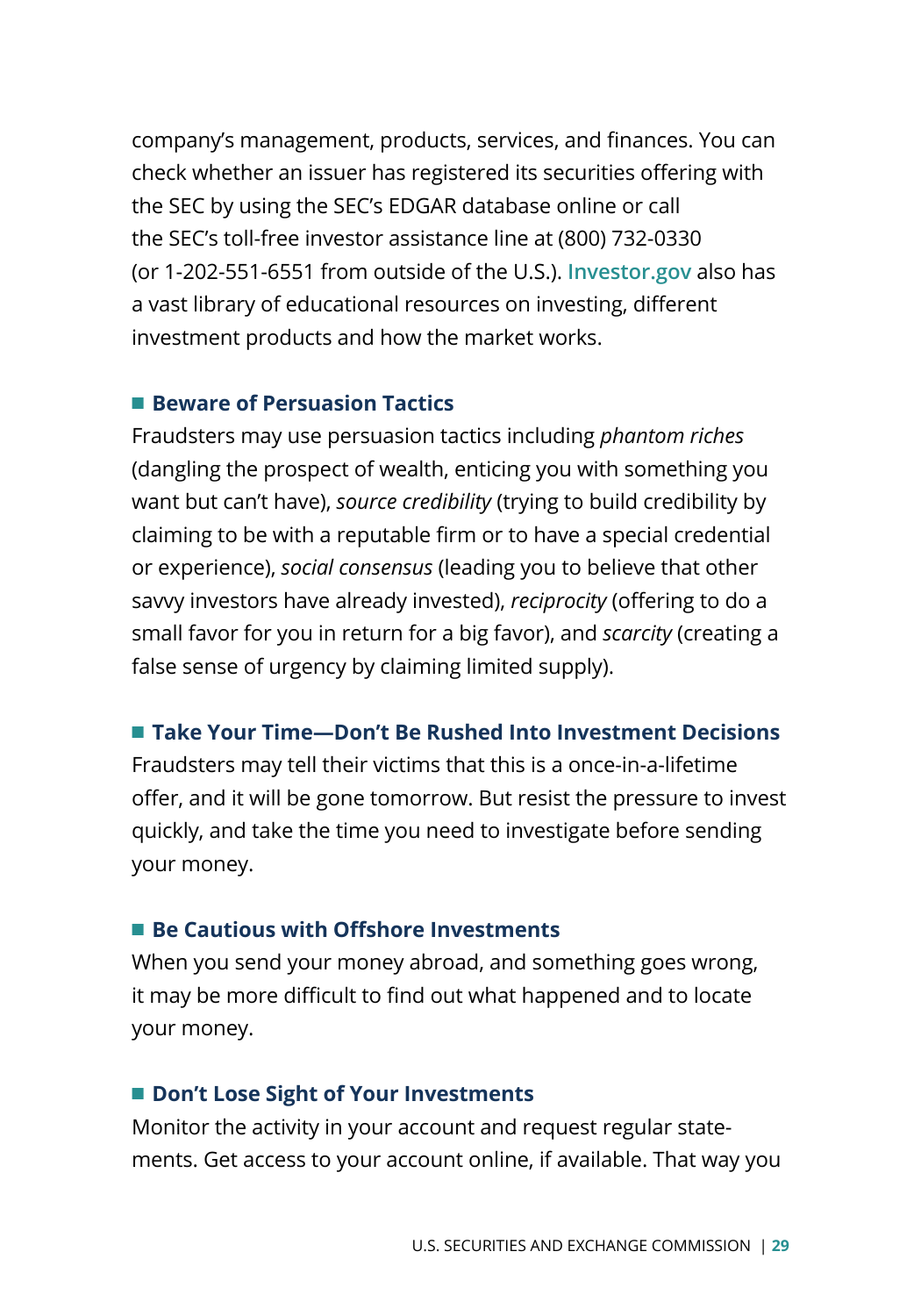company's management, products, services, and finances. You can check whether an issuer has registered its securities offering with the SEC by using the SEC's EDGAR database online or call the SEC's toll-free investor assistance line at (800) 732-0330 (or 1-202-551-6551 from outside of the U.S.). Investor.gov also has a vast library of educational resources on investing, different investment products and how the market works.

### Beware of Persuasion Tactics

Fraudsters may use persuasion tactics including *phantom riches* (dangling the prospect of wealth, enticing you with something you want but can't have), *source credibility* (trying to build credibility by claiming to be with a reputable firm or to have a special credential or experience), *social consensus* (leading you to believe that other savvy investors have already invested), *reciprocity* (offering to do a small favor for you in return for a big favor), and *scarcity* (creating a false sense of urgency by claiming limited supply).

### Take Your Time—Don't Be Rushed Into Investment Decisions

Fraudsters may tell their victims that this is a once-in-a-lifetime offer, and it will be gone tomorrow. But resist the pressure to invest quickly, and take the time you need to investigate before sending your money.

### Be Cautious with Offshore Investments

When you send your money abroad, and something goes wrong, it may be more difficult to find out what happened and to locate your money.

### Don't Lose Sight of Your Investments

Monitor the activity in your account and request regular statements. Get access to your account online, if available. That way you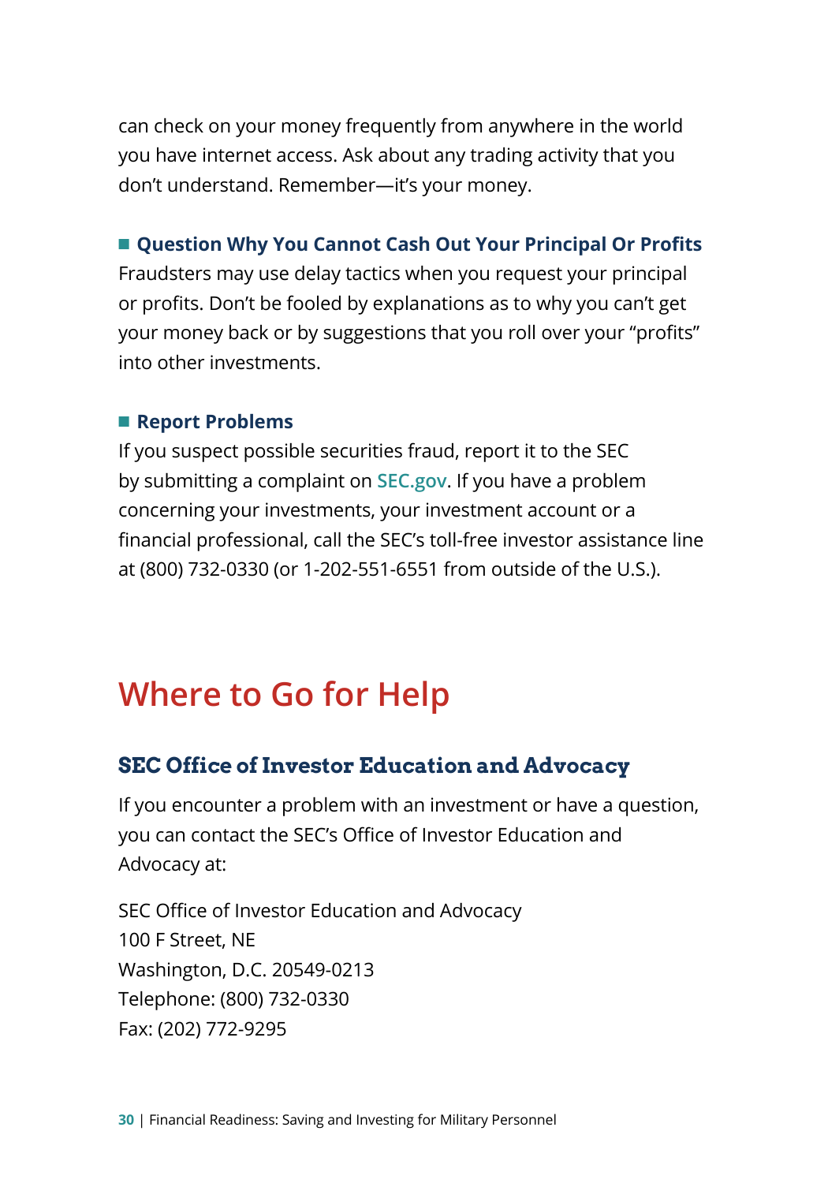can check on your money frequently from anywhere in the world you have internet access. Ask about any trading activity that you don't understand. Remember—it's your money.

- **Question Why You Cannot Cash Out Your Principal Or Profits**
  Fraudsters may use delay tactics when you request your principal or profits. Don't be fooled by explanations as to why you can't get your money back or by suggestions that you roll over your "profits" into other investments.

- **Report Problems**
  If you suspect possible securities fraud, report it to the SEC by submitting a complaint on SEC.gov. If you have a problem concerning your investments, your investment account or a financial professional, call the SEC's toll-free investor assistance line at (800) 732-0330 (or 1-202-551-6551 from outside of the U.S.).

# Where to Go for Help

## SEC Office of Investor Education and Advocacy

If you encounter a problem with an investment or have a question, you can contact the SEC's Office of Investor Education and Advocacy at:

SEC Office of Investor Education and Advocacy
100 F Street, NE
Washington, D.C. 20549-0213
Telephone: (800) 732-0330
Fax: (202) 772-9295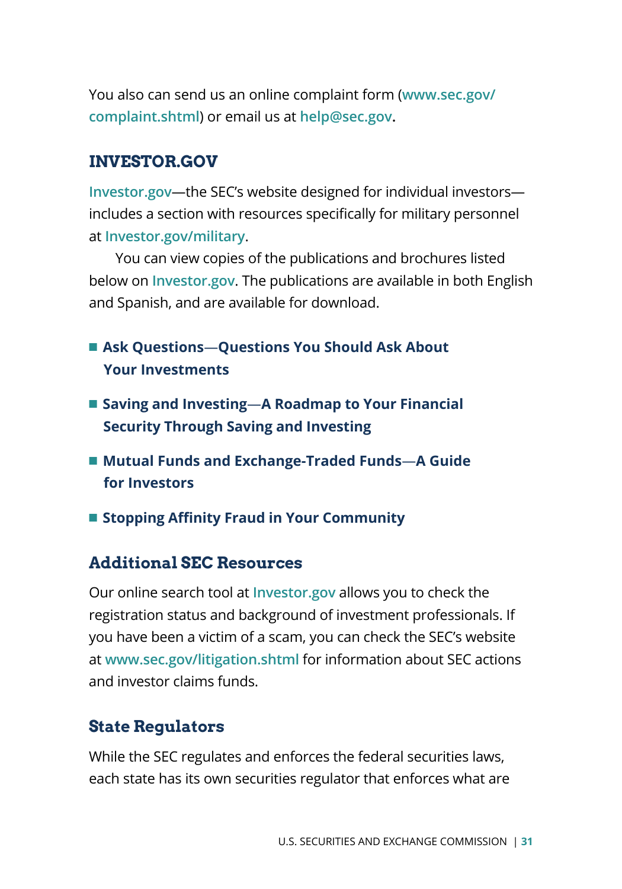You also can send us an online complaint form (www.sec.gov/complaint.shtml) or email us at help@sec.gov.

## INVESTOR.GOV

Investor.gov—the SEC's website designed for individual investors—includes a section with resources specifically for military personnel at Investor.gov/military.

You can view copies of the publications and brochures listed below on Investor.gov. The publications are available in both English and Spanish, and are available for download.

- **Ask Questions—Questions You Should Ask About Your Investments**
- **Saving and Investing—A Roadmap to Your Financial Security Through Saving and Investing**
- **Mutual Funds and Exchange-Traded Funds—A Guide for Investors**
- **Stopping Affinity Fraud in Your Community**

### Additional SEC Resources

Our online search tool at Investor.gov allows you to check the registration status and background of investment professionals. If you have been a victim of a scam, you can check the SEC's website at www.sec.gov/litigation.shtml for information about SEC actions and investor claims funds.

### State Regulators

While the SEC regulates and enforces the federal securities laws, each state has its own securities regulator that enforces what are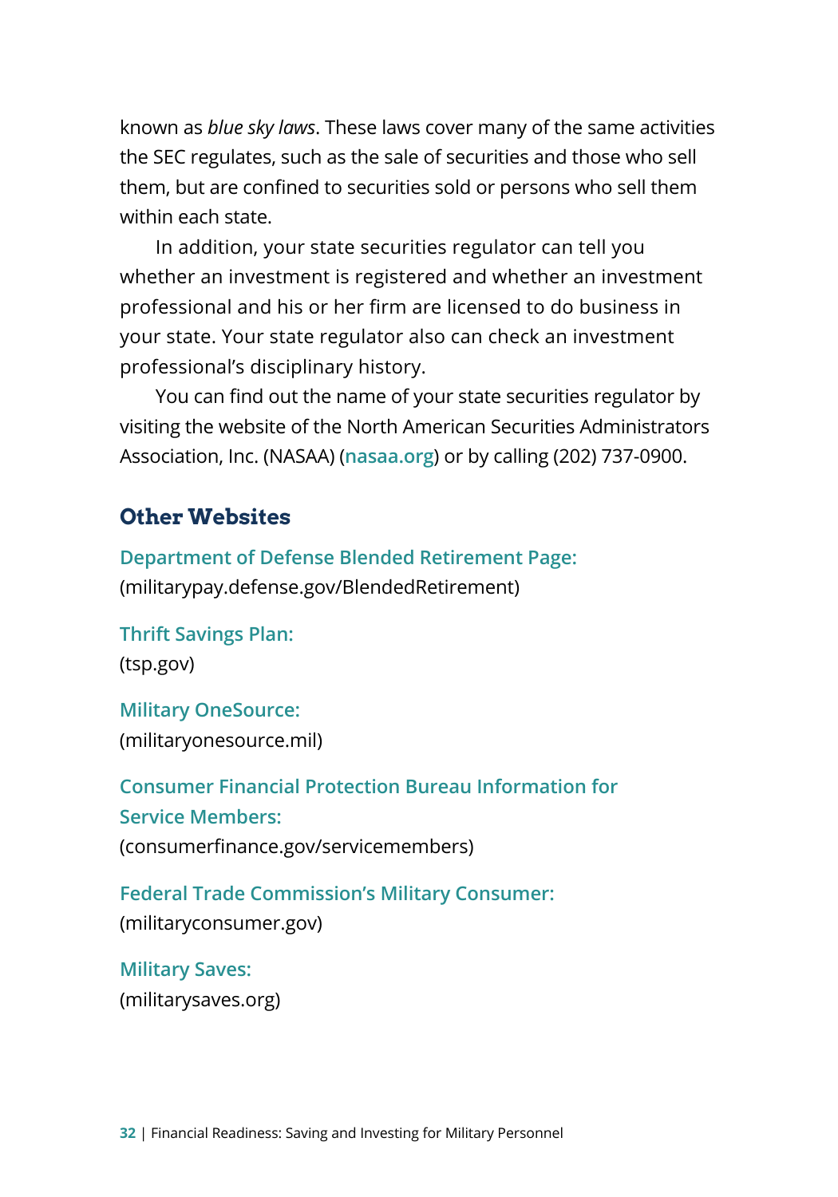known as *blue sky laws*. These laws cover many of the same activities the SEC regulates, such as the sale of securities and those who sell them, but are confined to securities sold or persons who sell them within each state.

In addition, your state securities regulator can tell you whether an investment is registered and whether an investment professional and his or her firm are licensed to do business in your state. Your state regulator also can check an investment professional's disciplinary history.

You can find out the name of your state securities regulator by visiting the website of the North American Securities Administrators Association, Inc. (NASAA) (nasaa.org) or by calling (202) 737-0900.

## Other Websites

**Department of Defense Blended Retirement Page:**
(militarypay.defense.gov/BlendedRetirement)

**Thrift Savings Plan:**
(tsp.gov)

**Military OneSource:**
(militaryonesource.mil)

**Consumer Financial Protection Bureau Information for Service Members:**
(consumerfinance.gov/servicemembers)

**Federal Trade Commission's Military Consumer:**
(militaryconsumer.gov)

**Military Saves:**
(militarysaves.org)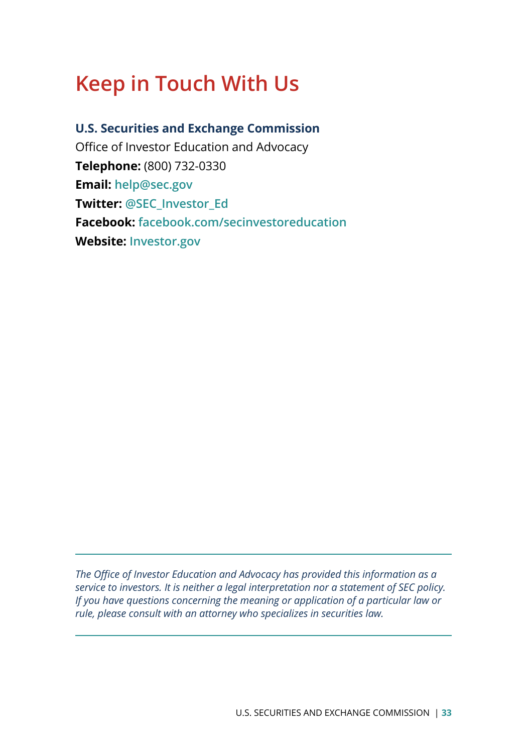# Keep in Touch With Us

**U.S. Securities and Exchange Commission**
Office of Investor Education and Advocacy
**Telephone:** (800) 732-0330
**Email:** help@sec.gov
**Twitter:** @SEC_Investor_Ed
**Facebook:** facebook.com/secinvestoreducation
**Website:** Investor.gov

---

*The Office of Investor Education and Advocacy has provided this information as a service to investors. It is neither a legal interpretation nor a statement of SEC policy. If you have questions concerning the meaning or application of a particular law or rule, please consult with an attorney who specializes in securities law.*

---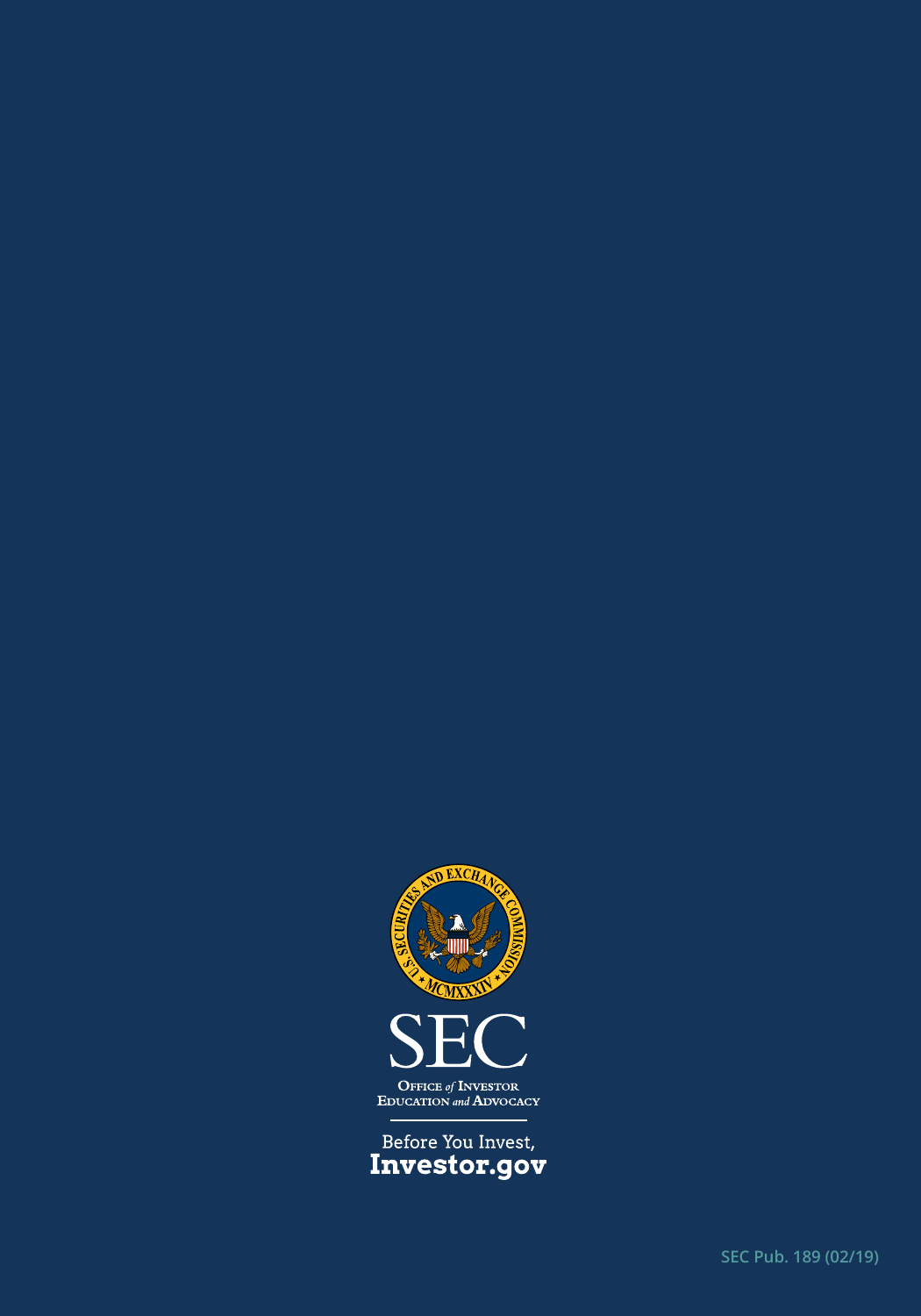SEC

OFFICE *of* INVESTOR
EDUCATION *and* ADVOCACY

Before You Invest,
**Investor.gov**

SEC Pub. 189 (02/19)